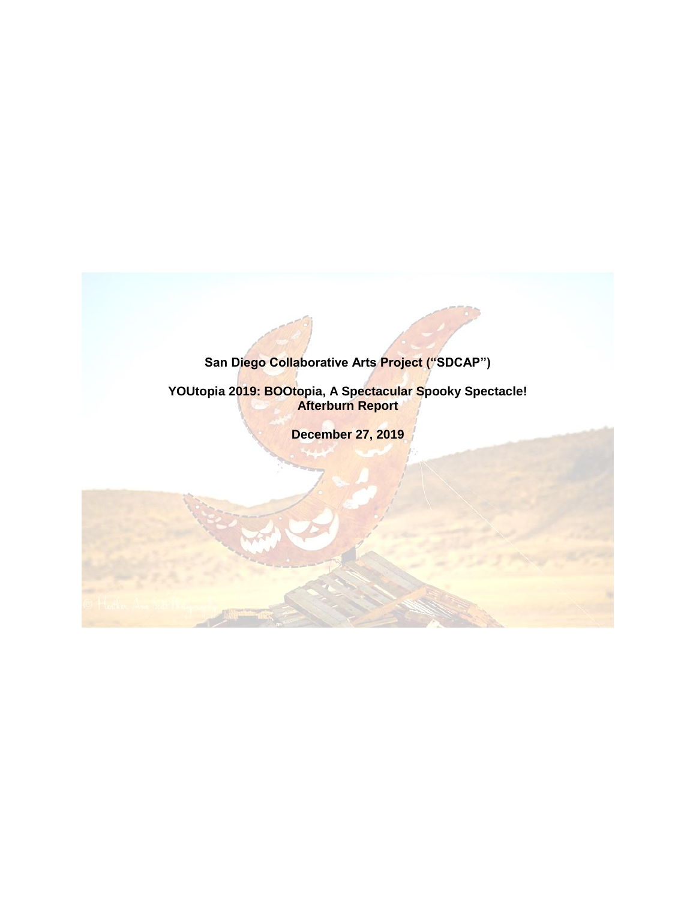# San Diego Collaborative Arts Project ("SDCAP")

## YOUtopia 2019: BOOtopia, A Spectacular Spooky Spectacle!
## Afterburn Report

**December 27, 2019**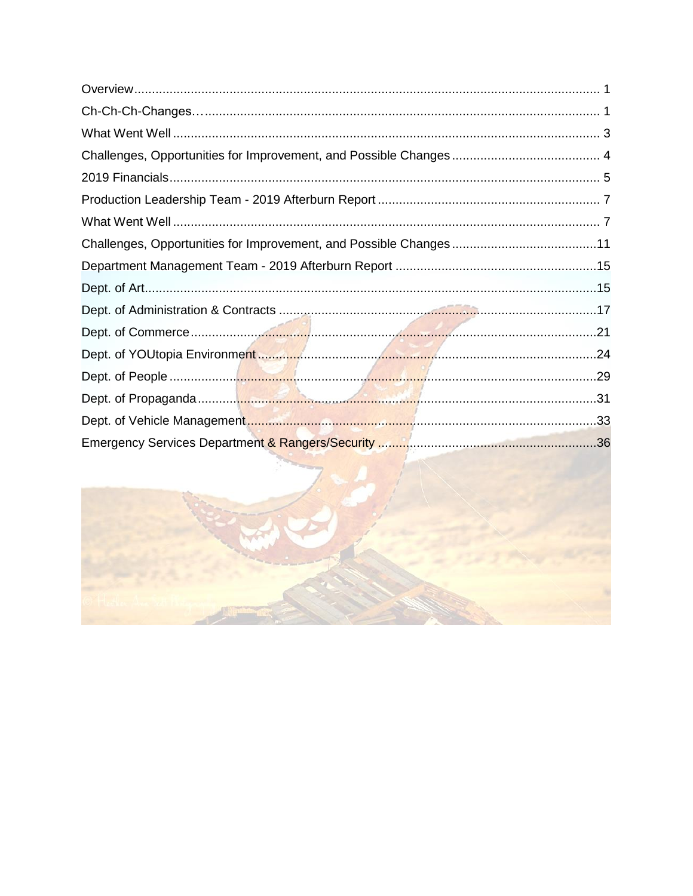Overview ..... 1

Ch-Ch-Ch-Changes… ..... 1

What Went Well ..... 3

Challenges, Opportunities for Improvement, and Possible Changes ..... 4

2019 Financials ..... 5

Production Leadership Team - 2019 Afterburn Report ..... 7

What Went Well ..... 7

Challenges, Opportunities for Improvement, and Possible Changes ..... 11

Department Management Team - 2019 Afterburn Report ..... 15

Dept. of Art ..... 15

Dept. of Administration & Contracts ..... 17

Dept. of Commerce ..... 21

Dept. of YOUtopia Environment ..... 24

Dept. of People ..... 29

Dept. of Propaganda ..... 31

Dept. of Vehicle Management ..... 33

Emergency Services Department & Rangers/Security ..... 36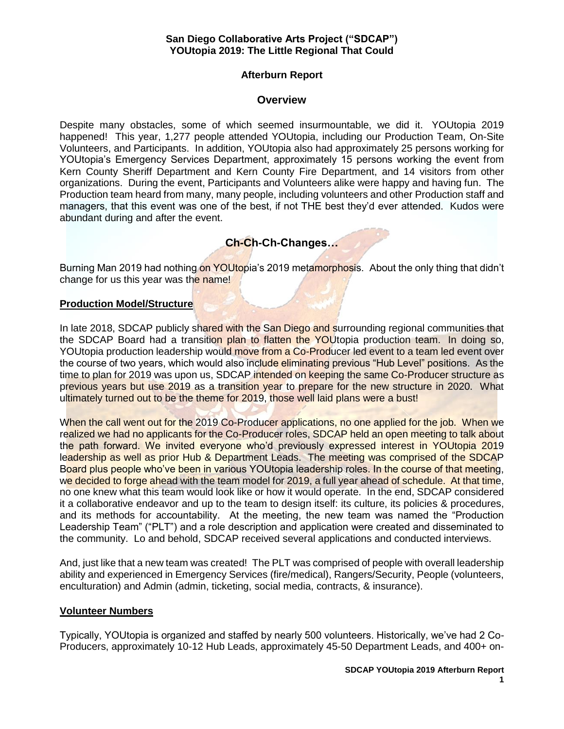**San Diego Collaborative Arts Project ("SDCAP")**
**YOUtopia 2019: The Little Regional That Could**

**Afterburn Report**

## Overview

Despite many obstacles, some of which seemed insurmountable, we did it. YOUtopia 2019 happened! This year, 1,277 people attended YOUtopia, including our Production Team, On-Site Volunteers, and Participants. In addition, YOUtopia also had approximately 25 persons working for YOUtopia's Emergency Services Department, approximately 15 persons working the event from Kern County Sheriff Department and Kern County Fire Department, and 14 visitors from other organizations. During the event, Participants and Volunteers alike were happy and having fun. The Production team heard from many, many people, including volunteers and other Production staff and managers, that this event was one of the best, if not THE best they'd ever attended. Kudos were abundant during and after the event.

## Ch-Ch-Ch-Changes…

Burning Man 2019 had nothing on YOUtopia's 2019 metamorphosis. About the only thing that didn't change for us this year was the name!

### Production Model/Structure

In late 2018, SDCAP publicly shared with the San Diego and surrounding regional communities that the SDCAP Board had a transition plan to flatten the YOUtopia production team. In doing so, YOUtopia production leadership would move from a Co-Producer led event to a team led event over the course of two years, which would also include eliminating previous "Hub Level" positions. As the time to plan for 2019 was upon us, SDCAP intended on keeping the same Co-Producer structure as previous years but use 2019 as a transition year to prepare for the new structure in 2020. What ultimately turned out to be the theme for 2019, those well laid plans were a bust!

When the call went out for the 2019 Co-Producer applications, no one applied for the job. When we realized we had no applicants for the Co-Producer roles, SDCAP held an open meeting to talk about the path forward. We invited everyone who'd previously expressed interest in YOUtopia 2019 leadership as well as prior Hub & Department Leads. The meeting was comprised of the SDCAP Board plus people who've been in various YOUtopia leadership roles. In the course of that meeting, we decided to forge ahead with the team model for 2019, a full year ahead of schedule. At that time, no one knew what this team would look like or how it would operate. In the end, SDCAP considered it a collaborative endeavor and up to the team to design itself: its culture, its policies & procedures, and its methods for accountability. At the meeting, the new team was named the "Production Leadership Team" ("PLT") and a role description and application were created and disseminated to the community. Lo and behold, SDCAP received several applications and conducted interviews.

And, just like that a new team was created! The PLT was comprised of people with overall leadership ability and experienced in Emergency Services (fire/medical), Rangers/Security, People (volunteers, enculturation) and Admin (admin, ticketing, social media, contracts, & insurance).

### Volunteer Numbers

Typically, YOUtopia is organized and staffed by nearly 500 volunteers. Historically, we've had 2 Co-Producers, approximately 10-12 Hub Leads, approximately 45-50 Department Leads, and 400+ on-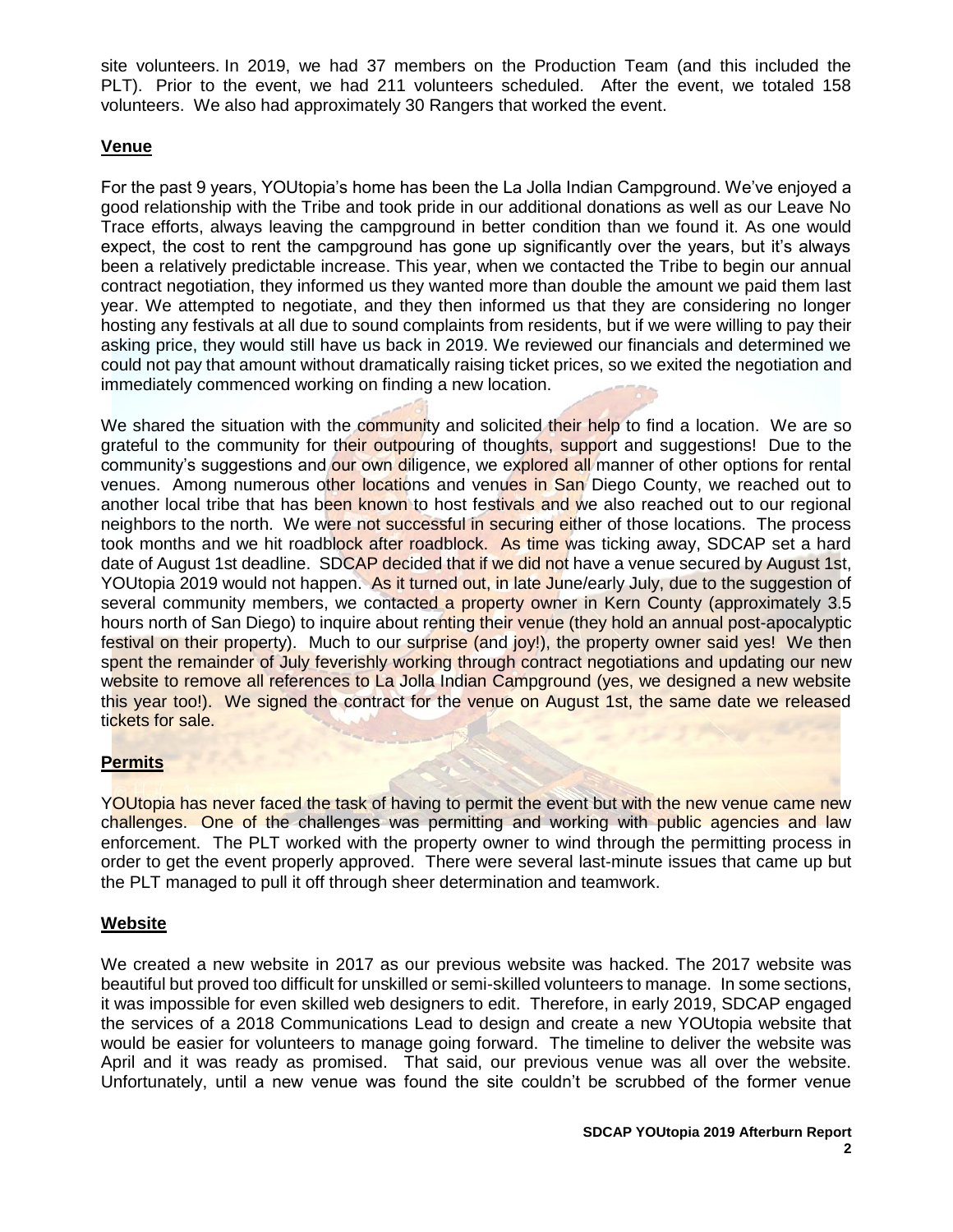site volunteers. In 2019, we had 37 members on the Production Team (and this included the PLT). Prior to the event, we had 211 volunteers scheduled. After the event, we totaled 158 volunteers. We also had approximately 30 Rangers that worked the event.

## Venue

For the past 9 years, YOUtopia's home has been the La Jolla Indian Campground. We've enjoyed a good relationship with the Tribe and took pride in our additional donations as well as our Leave No Trace efforts, always leaving the campground in better condition than we found it. As one would expect, the cost to rent the campground has gone up significantly over the years, but it's always been a relatively predictable increase. This year, when we contacted the Tribe to begin our annual contract negotiation, they informed us they wanted more than double the amount we paid them last year. We attempted to negotiate, and they then informed us that they are considering no longer hosting any festivals at all due to sound complaints from residents, but if we were willing to pay their asking price, they would still have us back in 2019. We reviewed our financials and determined we could not pay that amount without dramatically raising ticket prices, so we exited the negotiation and immediately commenced working on finding a new location.

We shared the situation with the community and solicited their help to find a location. We are so grateful to the community for their outpouring of thoughts, support and suggestions! Due to the community's suggestions and our own diligence, we explored all manner of other options for rental venues. Among numerous other locations and venues in San Diego County, we reached out to another local tribe that has been known to host festivals and we also reached out to our regional neighbors to the north. We were not successful in securing either of those locations. The process took months and we hit roadblock after roadblock. As time was ticking away, SDCAP set a hard date of August 1st deadline. SDCAP decided that if we did not have a venue secured by August 1st, YOUtopia 2019 would not happen. As it turned out, in late June/early July, due to the suggestion of several community members, we contacted a property owner in Kern County (approximately 3.5 hours north of San Diego) to inquire about renting their venue (they hold an annual post-apocalyptic festival on their property). Much to our surprise (and joy!), the property owner said yes! We then spent the remainder of July feverishly working through contract negotiations and updating our new website to remove all references to La Jolla Indian Campground (yes, we designed a new website this year too!). We signed the contract for the venue on August 1st, the same date we released tickets for sale.

## Permits

YOUtopia has never faced the task of having to permit the event but with the new venue came new challenges. One of the challenges was permitting and working with public agencies and law enforcement. The PLT worked with the property owner to wind through the permitting process in order to get the event properly approved. There were several last-minute issues that came up but the PLT managed to pull it off through sheer determination and teamwork.

## Website

We created a new website in 2017 as our previous website was hacked. The 2017 website was beautiful but proved too difficult for unskilled or semi-skilled volunteers to manage. In some sections, it was impossible for even skilled web designers to edit. Therefore, in early 2019, SDCAP engaged the services of a 2018 Communications Lead to design and create a new YOUtopia website that would be easier for volunteers to manage going forward. The timeline to deliver the website was April and it was ready as promised. That said, our previous venue was all over the website. Unfortunately, until a new venue was found the site couldn't be scrubbed of the former venue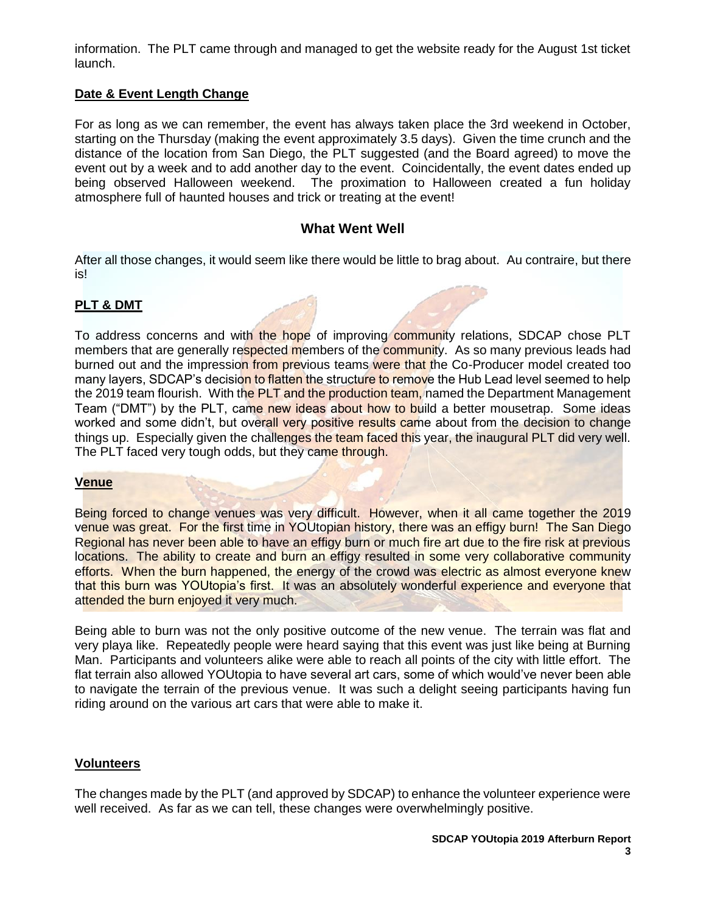information. The PLT came through and managed to get the website ready for the August 1st ticket launch.

**Date & Event Length Change**

For as long as we can remember, the event has always taken place the 3rd weekend in October, starting on the Thursday (making the event approximately 3.5 days). Given the time crunch and the distance of the location from San Diego, the PLT suggested (and the Board agreed) to move the event out by a week and to add another day to the event. Coincidentally, the event dates ended up being observed Halloween weekend. The proximation to Halloween created a fun holiday atmosphere full of haunted houses and trick or treating at the event!

## What Went Well

After all those changes, it would seem like there would be little to brag about. Au contraire, but there is!

**PLT & DMT**

To address concerns and with the hope of improving community relations, SDCAP chose PLT members that are generally respected members of the community. As so many previous leads had burned out and the impression from previous teams were that the Co-Producer model created too many layers, SDCAP's decision to flatten the structure to remove the Hub Lead level seemed to help the 2019 team flourish. With the PLT and the production team, named the Department Management Team ("DMT") by the PLT, came new ideas about how to build a better mousetrap. Some ideas worked and some didn't, but overall very positive results came about from the decision to change things up. Especially given the challenges the team faced this year, the inaugural PLT did very well. The PLT faced very tough odds, but they came through.

**Venue**

Being forced to change venues was very difficult. However, when it all came together the 2019 venue was great. For the first time in YOUtopian history, there was an effigy burn! The San Diego Regional has never been able to have an effigy burn or much fire art due to the fire risk at previous locations. The ability to create and burn an effigy resulted in some very collaborative community efforts. When the burn happened, the energy of the crowd was electric as almost everyone knew that this burn was YOUtopia's first. It was an absolutely wonderful experience and everyone that attended the burn enjoyed it very much.

Being able to burn was not the only positive outcome of the new venue. The terrain was flat and very playa like. Repeatedly people were heard saying that this event was just like being at Burning Man. Participants and volunteers alike were able to reach all points of the city with little effort. The flat terrain also allowed YOUtopia to have several art cars, some of which would've never been able to navigate the terrain of the previous venue. It was such a delight seeing participants having fun riding around on the various art cars that were able to make it.

**Volunteers**

The changes made by the PLT (and approved by SDCAP) to enhance the volunteer experience were well received. As far as we can tell, these changes were overwhelmingly positive.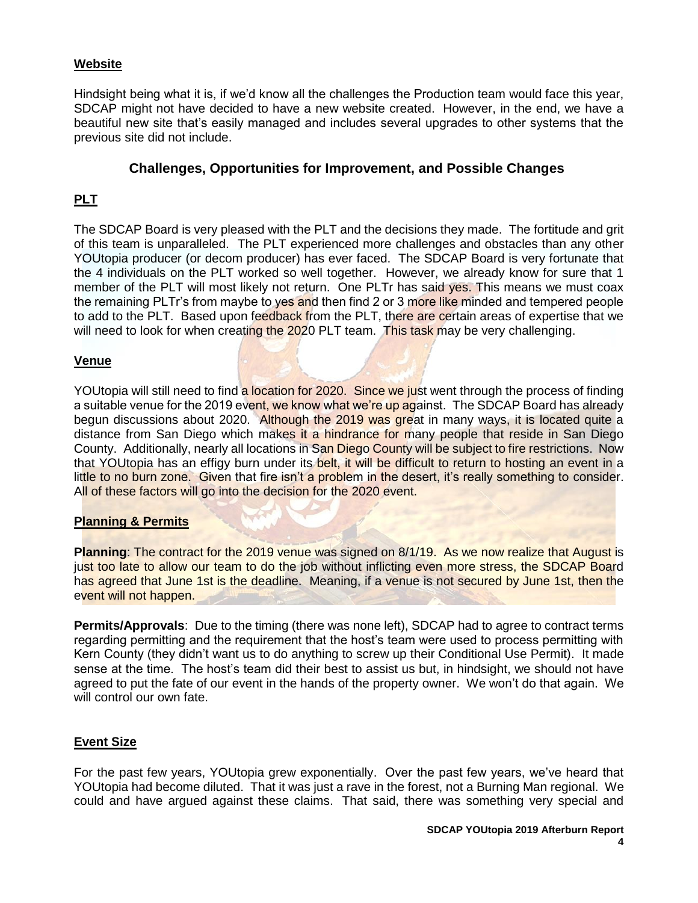**Website**

Hindsight being what it is, if we'd know all the challenges the Production team would face this year, SDCAP might not have decided to have a new website created. However, in the end, we have a beautiful new site that's easily managed and includes several upgrades to other systems that the previous site did not include.

## Challenges, Opportunities for Improvement, and Possible Changes

**PLT**

The SDCAP Board is very pleased with the PLT and the decisions they made. The fortitude and grit of this team is unparalleled. The PLT experienced more challenges and obstacles than any other YOUtopia producer (or decom producer) has ever faced. The SDCAP Board is very fortunate that the 4 individuals on the PLT worked so well together. However, we already know for sure that 1 member of the PLT will most likely not return. One PLTr has said yes. This means we must coax the remaining PLTr's from maybe to yes and then find 2 or 3 more like minded and tempered people to add to the PLT. Based upon feedback from the PLT, there are certain areas of expertise that we will need to look for when creating the 2020 PLT team. This task may be very challenging.

**Venue**

YOUtopia will still need to find a location for 2020. Since we just went through the process of finding a suitable venue for the 2019 event, we know what we're up against. The SDCAP Board has already begun discussions about 2020. Although the 2019 was great in many ways, it is located quite a distance from San Diego which makes it a hindrance for many people that reside in San Diego County. Additionally, nearly all locations in San Diego County will be subject to fire restrictions. Now that YOUtopia has an effigy burn under its belt, it will be difficult to return to hosting an event in a little to no burn zone. Given that fire isn't a problem in the desert, it's really something to consider. All of these factors will go into the decision for the 2020 event.

**Planning & Permits**

**Planning**: The contract for the 2019 venue was signed on 8/1/19. As we now realize that August is just too late to allow our team to do the job without inflicting even more stress, the SDCAP Board has agreed that June 1st is the deadline. Meaning, if a venue is not secured by June 1st, then the event will not happen.

**Permits/Approvals**: Due to the timing (there was none left), SDCAP had to agree to contract terms regarding permitting and the requirement that the host's team were used to process permitting with Kern County (they didn't want us to do anything to screw up their Conditional Use Permit). It made sense at the time. The host's team did their best to assist us but, in hindsight, we should not have agreed to put the fate of our event in the hands of the property owner. We won't do that again. We will control our own fate.

**Event Size**

For the past few years, YOUtopia grew exponentially. Over the past few years, we've heard that YOUtopia had become diluted. That it was just a rave in the forest, not a Burning Man regional. We could and have argued against these claims. That said, there was something very special and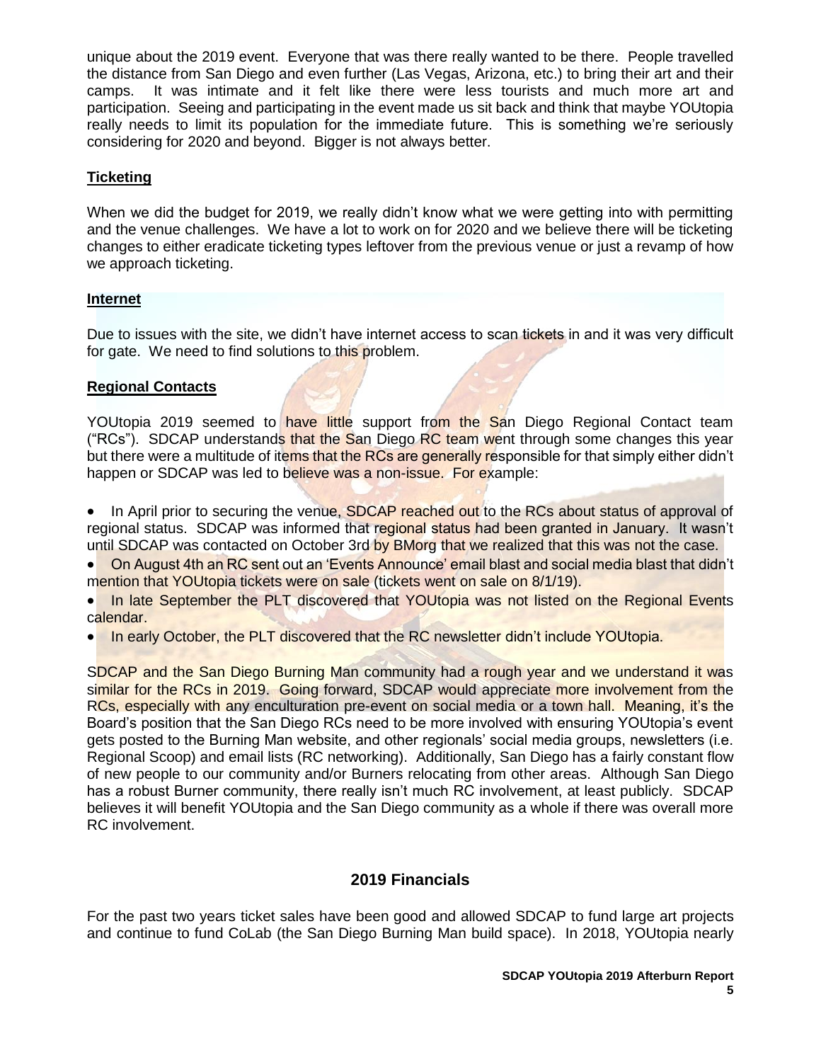unique about the 2019 event. Everyone that was there really wanted to be there. People travelled the distance from San Diego and even further (Las Vegas, Arizona, etc.) to bring their art and their camps. It was intimate and it felt like there were less tourists and much more art and participation. Seeing and participating in the event made us sit back and think that maybe YOUtopia really needs to limit its population for the immediate future. This is something we're seriously considering for 2020 and beyond. Bigger is not always better.

**Ticketing**

When we did the budget for 2019, we really didn't know what we were getting into with permitting and the venue challenges. We have a lot to work on for 2020 and we believe there will be ticketing changes to either eradicate ticketing types leftover from the previous venue or just a revamp of how we approach ticketing.

**Internet**

Due to issues with the site, we didn't have internet access to scan tickets in and it was very difficult for gate. We need to find solutions to this problem.

**Regional Contacts**

YOUtopia 2019 seemed to have little support from the San Diego Regional Contact team ("RCs"). SDCAP understands that the San Diego RC team went through some changes this year but there were a multitude of items that the RCs are generally responsible for that simply either didn't happen or SDCAP was led to believe was a non-issue. For example:

- In April prior to securing the venue, SDCAP reached out to the RCs about status of approval of regional status. SDCAP was informed that regional status had been granted in January. It wasn't until SDCAP was contacted on October 3rd by BMorg that we realized that this was not the case.
- On August 4th an RC sent out an 'Events Announce' email blast and social media blast that didn't mention that YOUtopia tickets were on sale (tickets went on sale on 8/1/19).
- In late September the PLT discovered that YOUtopia was not listed on the Regional Events calendar.
- In early October, the PLT discovered that the RC newsletter didn't include YOUtopia.

SDCAP and the San Diego Burning Man community had a rough year and we understand it was similar for the RCs in 2019. Going forward, SDCAP would appreciate more involvement from the RCs, especially with any enculturation pre-event on social media or a town hall. Meaning, it's the Board's position that the San Diego RCs need to be more involved with ensuring YOUtopia's event gets posted to the Burning Man website, and other regionals' social media groups, newsletters (i.e. Regional Scoop) and email lists (RC networking). Additionally, San Diego has a fairly constant flow of new people to our community and/or Burners relocating from other areas. Although San Diego has a robust Burner community, there really isn't much RC involvement, at least publicly. SDCAP believes it will benefit YOUtopia and the San Diego community as a whole if there was overall more RC involvement.

## 2019 Financials

For the past two years ticket sales have been good and allowed SDCAP to fund large art projects and continue to fund CoLab (the San Diego Burning Man build space). In 2018, YOUtopia nearly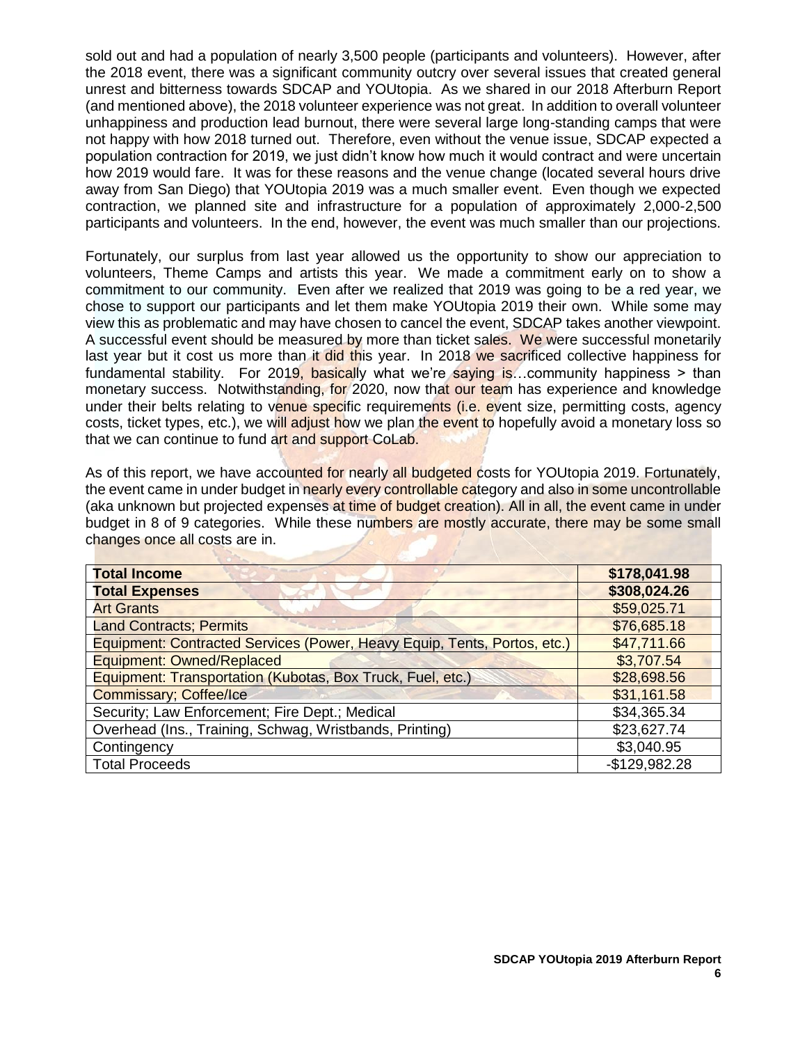sold out and had a population of nearly 3,500 people (participants and volunteers). However, after the 2018 event, there was a significant community outcry over several issues that created general unrest and bitterness towards SDCAP and YOUtopia. As we shared in our 2018 Afterburn Report (and mentioned above), the 2018 volunteer experience was not great. In addition to overall volunteer unhappiness and production lead burnout, there were several large long-standing camps that were not happy with how 2018 turned out. Therefore, even without the venue issue, SDCAP expected a population contraction for 2019, we just didn't know how much it would contract and were uncertain how 2019 would fare. It was for these reasons and the venue change (located several hours drive away from San Diego) that YOUtopia 2019 was a much smaller event. Even though we expected contraction, we planned site and infrastructure for a population of approximately 2,000-2,500 participants and volunteers. In the end, however, the event was much smaller than our projections.

Fortunately, our surplus from last year allowed us the opportunity to show our appreciation to volunteers, Theme Camps and artists this year. We made a commitment early on to show a commitment to our community. Even after we realized that 2019 was going to be a red year, we chose to support our participants and let them make YOUtopia 2019 their own. While some may view this as problematic and may have chosen to cancel the event, SDCAP takes another viewpoint. A successful event should be measured by more than ticket sales. We were successful monetarily last year but it cost us more than it did this year. In 2018 we sacrificed collective happiness for fundamental stability. For 2019, basically what we're saying is…community happiness > than monetary success. Notwithstanding, for 2020, now that our team has experience and knowledge under their belts relating to venue specific requirements (i.e. event size, permitting costs, agency costs, ticket types, etc.), we will adjust how we plan the event to hopefully avoid a monetary loss so that we can continue to fund art and support CoLab.

As of this report, we have accounted for nearly all budgeted costs for YOUtopia 2019. Fortunately, the event came in under budget in nearly every controllable category and also in some uncontrollable (aka unknown but projected expenses at time of budget creation). All in all, the event came in under budget in 8 of 9 categories. While these numbers are mostly accurate, there may be some small changes once all costs are in.

| **Total Income** | **$178,041.98** |
|---|---|
| **Total Expenses** | **$308,024.26** |
| Art Grants | $59,025.71 |
| Land Contracts; Permits | $76,685.18 |
| Equipment: Contracted Services (Power, Heavy Equip, Tents, Portos, etc.) | $47,711.66 |
| Equipment: Owned/Replaced | $3,707.54 |
| Equipment: Transportation (Kubotas, Box Truck, Fuel, etc.) | $28,698.56 |
| Commissary; Coffee/Ice | $31,161.58 |
| Security; Law Enforcement; Fire Dept.; Medical | $34,365.34 |
| Overhead (Ins., Training, Schwag, Wristbands, Printing) | $23,627.74 |
| Contingency | $3,040.95 |
| Total Proceeds | -$129,982.28 |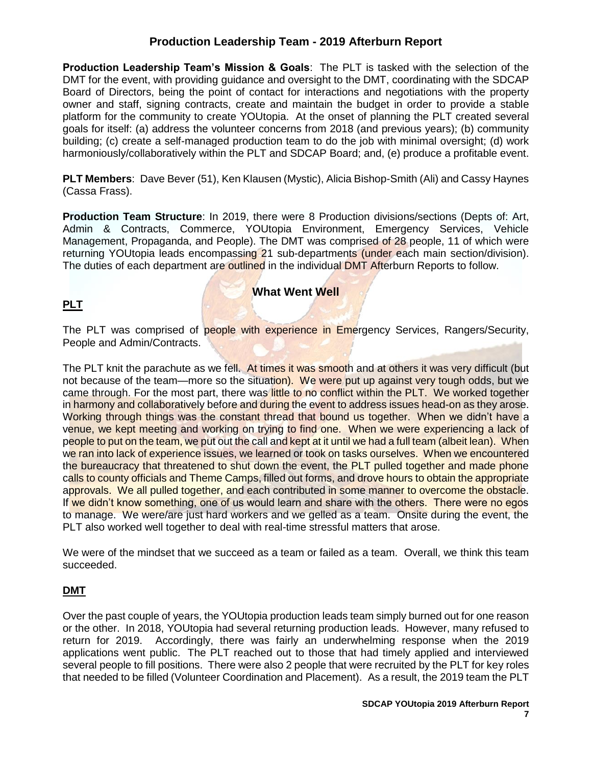## Production Leadership Team - 2019 Afterburn Report

**Production Leadership Team's Mission & Goals**: The PLT is tasked with the selection of the DMT for the event, with providing guidance and oversight to the DMT, coordinating with the SDCAP Board of Directors, being the point of contact for interactions and negotiations with the property owner and staff, signing contracts, create and maintain the budget in order to provide a stable platform for the community to create YOUtopia. At the onset of planning the PLT created several goals for itself: (a) address the volunteer concerns from 2018 (and previous years); (b) community building; (c) create a self-managed production team to do the job with minimal oversight; (d) work harmoniously/collaboratively within the PLT and SDCAP Board; and, (e) produce a profitable event.

**PLT Members**: Dave Bever (51), Ken Klausen (Mystic), Alicia Bishop-Smith (Ali) and Cassy Haynes (Cassa Frass).

**Production Team Structure**: In 2019, there were 8 Production divisions/sections (Depts of: Art, Admin & Contracts, Commerce, YOUtopia Environment, Emergency Services, Vehicle Management, Propaganda, and People). The DMT was comprised of 28 people, 11 of which were returning YOUtopia leads encompassing 21 sub-departments (under each main section/division). The duties of each department are outlined in the individual DMT Afterburn Reports to follow.

### What Went Well

**PLT**

The PLT was comprised of people with experience in Emergency Services, Rangers/Security, People and Admin/Contracts.

The PLT knit the parachute as we fell. At times it was smooth and at others it was very difficult (but not because of the team—more so the situation). We were put up against very tough odds, but we came through. For the most part, there was little to no conflict within the PLT. We worked together in harmony and collaboratively before and during the event to address issues head-on as they arose. Working through things was the constant thread that bound us together. When we didn't have a venue, we kept meeting and working on trying to find one. When we were experiencing a lack of people to put on the team, we put out the call and kept at it until we had a full team (albeit lean). When we ran into lack of experience issues, we learned or took on tasks ourselves. When we encountered the bureaucracy that threatened to shut down the event, the PLT pulled together and made phone calls to county officials and Theme Camps, filled out forms, and drove hours to obtain the appropriate approvals. We all pulled together, and each contributed in some manner to overcome the obstacle. If we didn't know something, one of us would learn and share with the others. There were no egos to manage. We were/are just hard workers and we gelled as a team. Onsite during the event, the PLT also worked well together to deal with real-time stressful matters that arose.

We were of the mindset that we succeed as a team or failed as a team. Overall, we think this team succeeded.

**DMT**

Over the past couple of years, the YOUtopia production leads team simply burned out for one reason or the other. In 2018, YOUtopia had several returning production leads. However, many refused to return for 2019. Accordingly, there was fairly an underwhelming response when the 2019 applications went public. The PLT reached out to those that had timely applied and interviewed several people to fill positions. There were also 2 people that were recruited by the PLT for key roles that needed to be filled (Volunteer Coordination and Placement). As a result, the 2019 team the PLT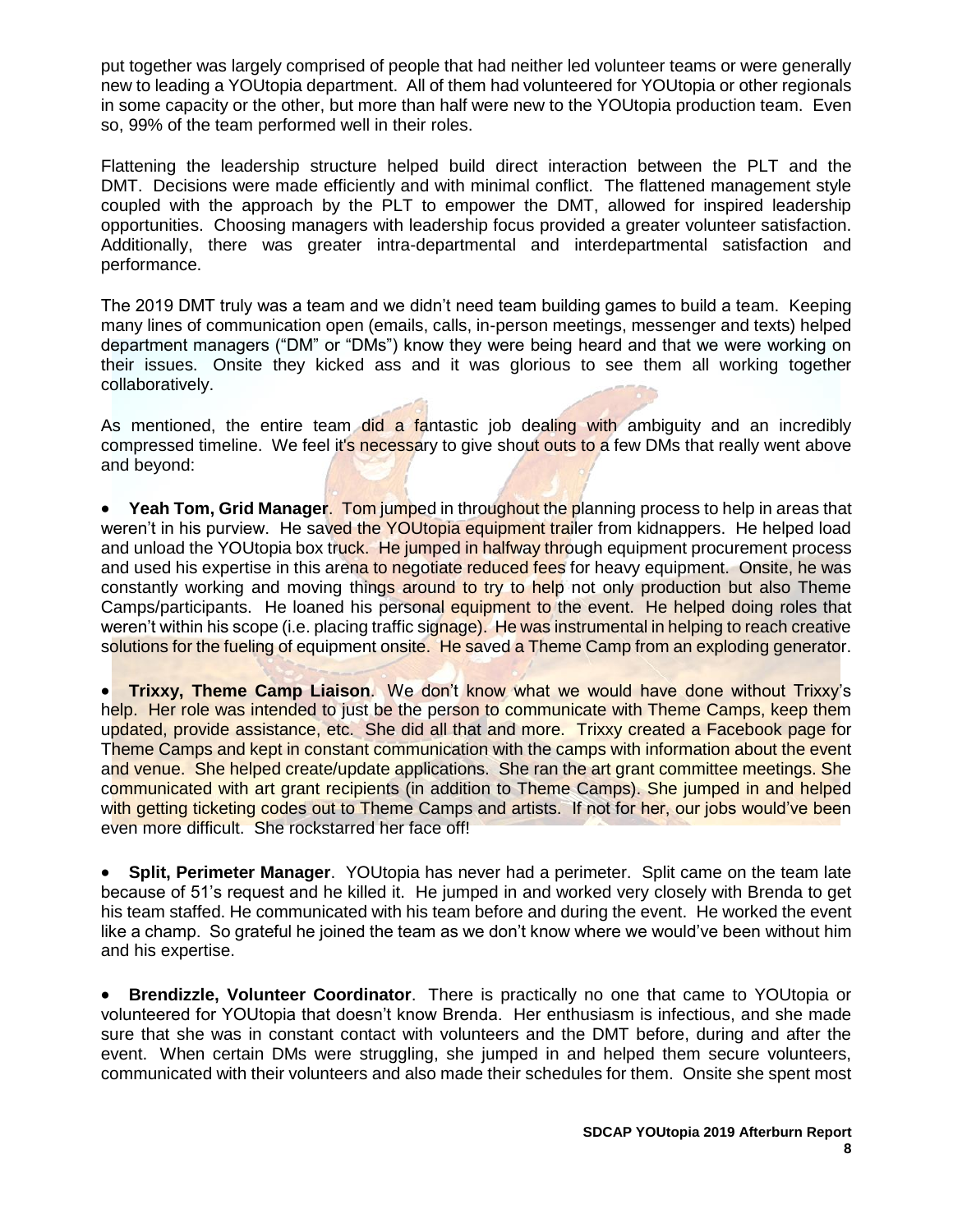put together was largely comprised of people that had neither led volunteer teams or were generally new to leading a YOUtopia department. All of them had volunteered for YOUtopia or other regionals in some capacity or the other, but more than half were new to the YOUtopia production team. Even so, 99% of the team performed well in their roles.

Flattening the leadership structure helped build direct interaction between the PLT and the DMT. Decisions were made efficiently and with minimal conflict. The flattened management style coupled with the approach by the PLT to empower the DMT, allowed for inspired leadership opportunities. Choosing managers with leadership focus provided a greater volunteer satisfaction. Additionally, there was greater intra-departmental and interdepartmental satisfaction and performance.

The 2019 DMT truly was a team and we didn't need team building games to build a team. Keeping many lines of communication open (emails, calls, in-person meetings, messenger and texts) helped department managers ("DM" or "DMs") know they were being heard and that we were working on their issues. Onsite they kicked ass and it was glorious to see them all working together collaboratively.

As mentioned, the entire team did a fantastic job dealing with ambiguity and an incredibly compressed timeline. We feel it's necessary to give shout outs to a few DMs that really went above and beyond:

- **Yeah Tom, Grid Manager**. Tom jumped in throughout the planning process to help in areas that weren't in his purview. He saved the YOUtopia equipment trailer from kidnappers. He helped load and unload the YOUtopia box truck. He jumped in halfway through equipment procurement process and used his expertise in this arena to negotiate reduced fees for heavy equipment. Onsite, he was constantly working and moving things around to try to help not only production but also Theme Camps/participants. He loaned his personal equipment to the event. He helped doing roles that weren't within his scope (i.e. placing traffic signage). He was instrumental in helping to reach creative solutions for the fueling of equipment onsite. He saved a Theme Camp from an exploding generator.

- **Trixxy, Theme Camp Liaison**. We don't know what we would have done without Trixxy's help. Her role was intended to just be the person to communicate with Theme Camps, keep them updated, provide assistance, etc. She did all that and more. Trixxy created a Facebook page for Theme Camps and kept in constant communication with the camps with information about the event and venue. She helped create/update applications. She ran the art grant committee meetings. She communicated with art grant recipients (in addition to Theme Camps). She jumped in and helped with getting ticketing codes out to Theme Camps and artists. If not for her, our jobs would've been even more difficult. She rockstarred her face off!

- **Split, Perimeter Manager**. YOUtopia has never had a perimeter. Split came on the team late because of 51's request and he killed it. He jumped in and worked very closely with Brenda to get his team staffed. He communicated with his team before and during the event. He worked the event like a champ. So grateful he joined the team as we don't know where we would've been without him and his expertise.

- **Brendizzle, Volunteer Coordinator**. There is practically no one that came to YOUtopia or volunteered for YOUtopia that doesn't know Brenda. Her enthusiasm is infectious, and she made sure that she was in constant contact with volunteers and the DMT before, during and after the event. When certain DMs were struggling, she jumped in and helped them secure volunteers, communicated with their volunteers and also made their schedules for them. Onsite she spent most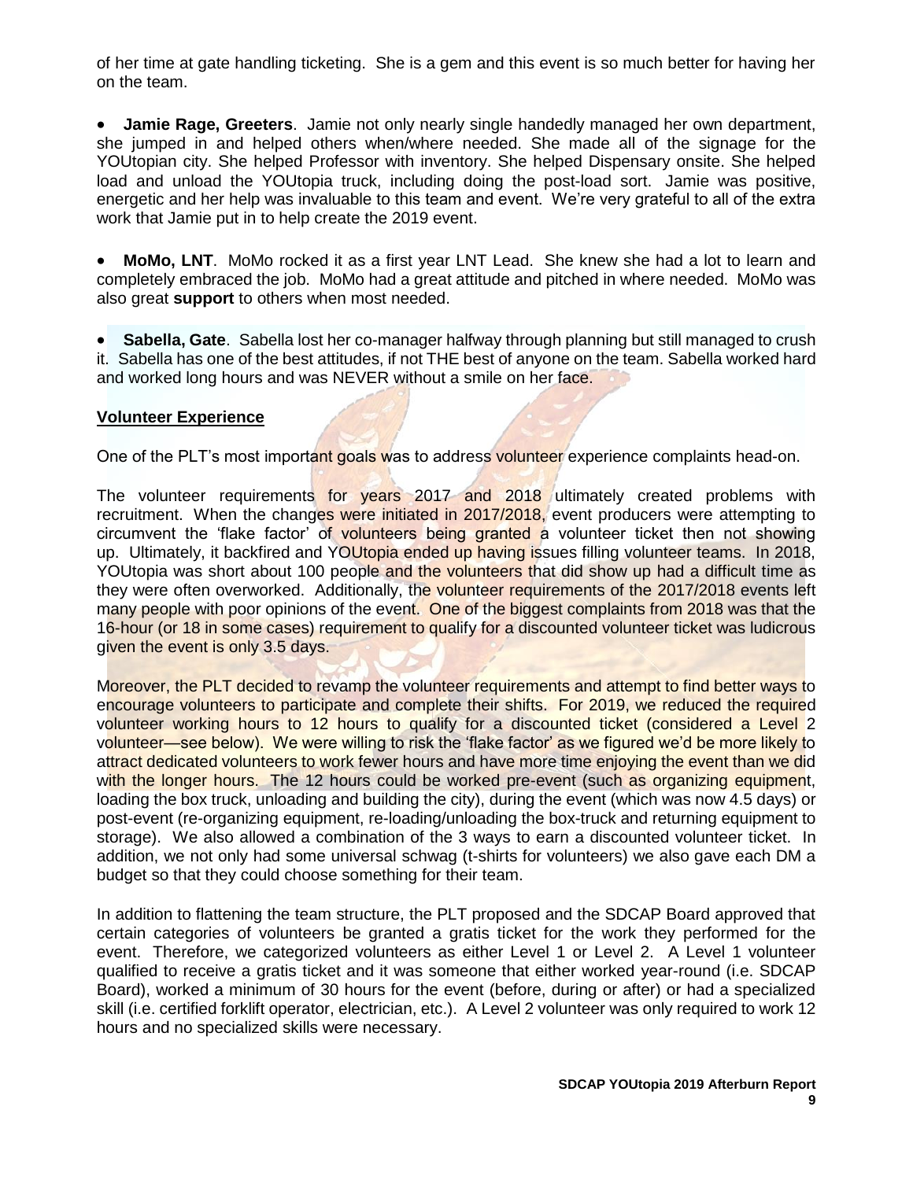of her time at gate handling ticketing. She is a gem and this event is so much better for having her on the team.

- **Jamie Rage, Greeters**. Jamie not only nearly single handedly managed her own department, she jumped in and helped others when/where needed. She made all of the signage for the YOUtopian city. She helped Professor with inventory. She helped Dispensary onsite. She helped load and unload the YOUtopia truck, including doing the post-load sort. Jamie was positive, energetic and her help was invaluable to this team and event. We're very grateful to all of the extra work that Jamie put in to help create the 2019 event.

- **MoMo, LNT**. MoMo rocked it as a first year LNT Lead. She knew she had a lot to learn and completely embraced the job. MoMo had a great attitude and pitched in where needed. MoMo was also great **support** to others when most needed.

- **Sabella, Gate**. Sabella lost her co-manager halfway through planning but still managed to crush it. Sabella has one of the best attitudes, if not THE best of anyone on the team. Sabella worked hard and worked long hours and was NEVER without a smile on her face.

**Volunteer Experience**

One of the PLT's most important goals was to address volunteer experience complaints head-on.

The volunteer requirements for years 2017 and 2018 ultimately created problems with recruitment. When the changes were initiated in 2017/2018, event producers were attempting to circumvent the 'flake factor' of volunteers being granted a volunteer ticket then not showing up. Ultimately, it backfired and YOUtopia ended up having issues filling volunteer teams. In 2018, YOUtopia was short about 100 people and the volunteers that did show up had a difficult time as they were often overworked. Additionally, the volunteer requirements of the 2017/2018 events left many people with poor opinions of the event. One of the biggest complaints from 2018 was that the 16-hour (or 18 in some cases) requirement to qualify for a discounted volunteer ticket was ludicrous given the event is only 3.5 days.

Moreover, the PLT decided to revamp the volunteer requirements and attempt to find better ways to encourage volunteers to participate and complete their shifts. For 2019, we reduced the required volunteer working hours to 12 hours to qualify for a discounted ticket (considered a Level 2 volunteer—see below). We were willing to risk the 'flake factor' as we figured we'd be more likely to attract dedicated volunteers to work fewer hours and have more time enjoying the event than we did with the longer hours. The 12 hours could be worked pre-event (such as organizing equipment, loading the box truck, unloading and building the city), during the event (which was now 4.5 days) or post-event (re-organizing equipment, re-loading/unloading the box-truck and returning equipment to storage). We also allowed a combination of the 3 ways to earn a discounted volunteer ticket. In addition, we not only had some universal schwag (t-shirts for volunteers) we also gave each DM a budget so that they could choose something for their team.

In addition to flattening the team structure, the PLT proposed and the SDCAP Board approved that certain categories of volunteers be granted a gratis ticket for the work they performed for the event. Therefore, we categorized volunteers as either Level 1 or Level 2. A Level 1 volunteer qualified to receive a gratis ticket and it was someone that either worked year-round (i.e. SDCAP Board), worked a minimum of 30 hours for the event (before, during or after) or had a specialized skill (i.e. certified forklift operator, electrician, etc.). A Level 2 volunteer was only required to work 12 hours and no specialized skills were necessary.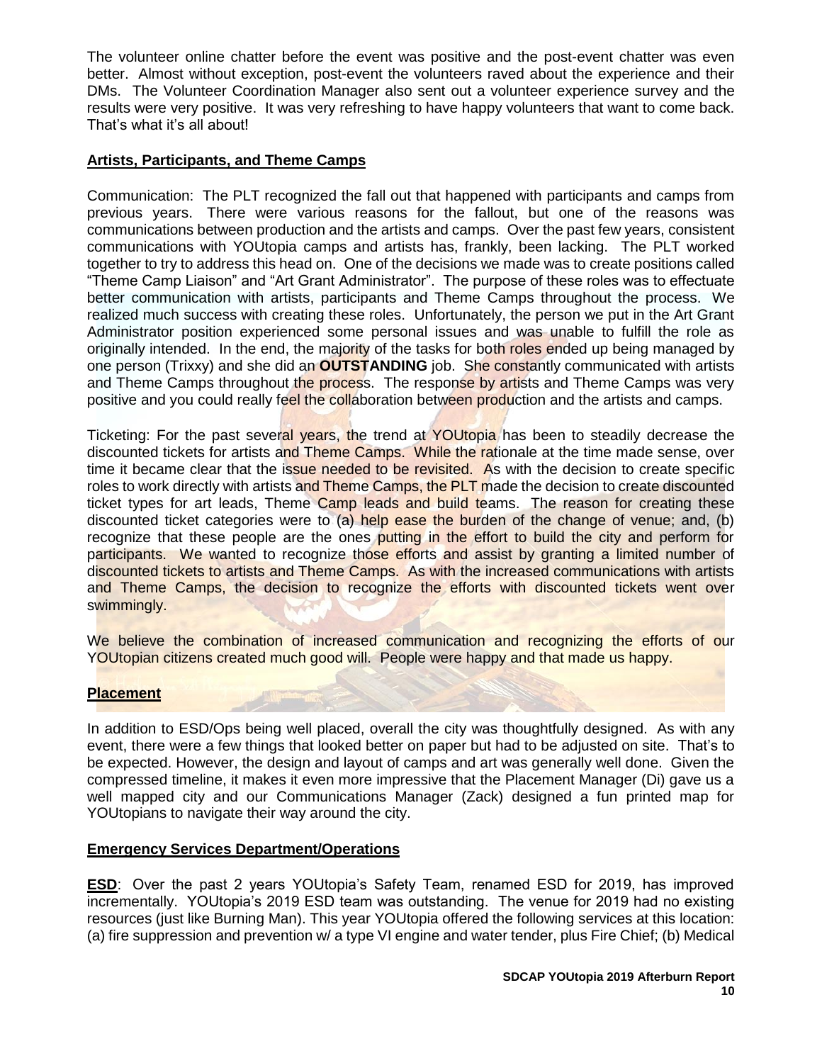The volunteer online chatter before the event was positive and the post-event chatter was even better. Almost without exception, post-event the volunteers raved about the experience and their DMs. The Volunteer Coordination Manager also sent out a volunteer experience survey and the results were very positive. It was very refreshing to have happy volunteers that want to come back. That's what it's all about!

## Artists, Participants, and Theme Camps

Communication: The PLT recognized the fall out that happened with participants and camps from previous years. There were various reasons for the fallout, but one of the reasons was communications between production and the artists and camps. Over the past few years, consistent communications with YOUtopia camps and artists has, frankly, been lacking. The PLT worked together to try to address this head on. One of the decisions we made was to create positions called "Theme Camp Liaison" and "Art Grant Administrator". The purpose of these roles was to effectuate better communication with artists, participants and Theme Camps throughout the process. We realized much success with creating these roles. Unfortunately, the person we put in the Art Grant Administrator position experienced some personal issues and was unable to fulfill the role as originally intended. In the end, the majority of the tasks for both roles ended up being managed by one person (Trixxy) and she did an **OUTSTANDING** job. She constantly communicated with artists and Theme Camps throughout the process. The response by artists and Theme Camps was very positive and you could really feel the collaboration between production and the artists and camps.

Ticketing: For the past several years, the trend at YOUtopia has been to steadily decrease the discounted tickets for artists and Theme Camps. While the rationale at the time made sense, over time it became clear that the issue needed to be revisited. As with the decision to create specific roles to work directly with artists and Theme Camps, the PLT made the decision to create discounted ticket types for art leads, Theme Camp leads and build teams. The reason for creating these discounted ticket categories were to (a) help ease the burden of the change of venue; and, (b) recognize that these people are the ones putting in the effort to build the city and perform for participants. We wanted to recognize those efforts and assist by granting a limited number of discounted tickets to artists and Theme Camps. As with the increased communications with artists and Theme Camps, the decision to recognize the efforts with discounted tickets went over swimmingly.

We believe the combination of increased communication and recognizing the efforts of our YOUtopian citizens created much good will. People were happy and that made us happy.

## Placement

In addition to ESD/Ops being well placed, overall the city was thoughtfully designed. As with any event, there were a few things that looked better on paper but had to be adjusted on site. That's to be expected. However, the design and layout of camps and art was generally well done. Given the compressed timeline, it makes it even more impressive that the Placement Manager (Di) gave us a well mapped city and our Communications Manager (Zack) designed a fun printed map for YOUtopians to navigate their way around the city.

## Emergency Services Department/Operations

**ESD**: Over the past 2 years YOUtopia's Safety Team, renamed ESD for 2019, has improved incrementally. YOUtopia's 2019 ESD team was outstanding. The venue for 2019 had no existing resources (just like Burning Man). This year YOUtopia offered the following services at this location: (a) fire suppression and prevention w/ a type VI engine and water tender, plus Fire Chief; (b) Medical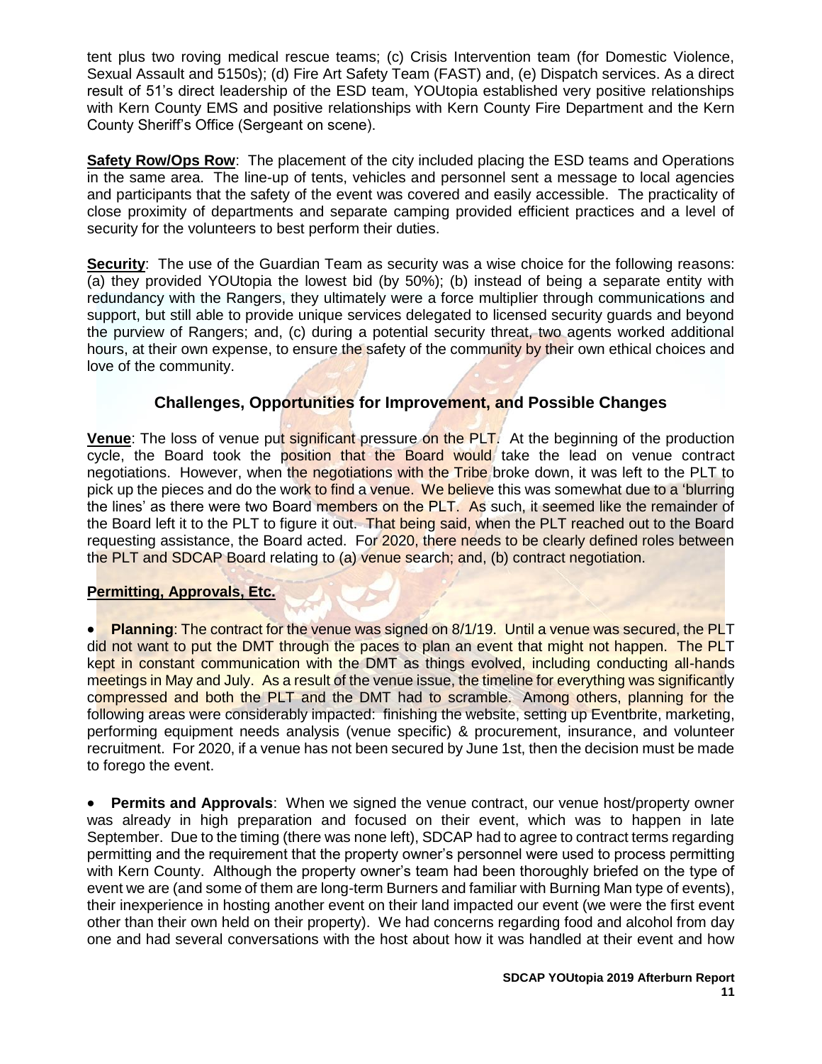tent plus two roving medical rescue teams; (c) Crisis Intervention team (for Domestic Violence, Sexual Assault and 5150s); (d) Fire Art Safety Team (FAST) and, (e) Dispatch services. As a direct result of 51's direct leadership of the ESD team, YOUtopia established very positive relationships with Kern County EMS and positive relationships with Kern County Fire Department and the Kern County Sheriff's Office (Sergeant on scene).

**Safety Row/Ops Row**: The placement of the city included placing the ESD teams and Operations in the same area. The line-up of tents, vehicles and personnel sent a message to local agencies and participants that the safety of the event was covered and easily accessible. The practicality of close proximity of departments and separate camping provided efficient practices and a level of security for the volunteers to best perform their duties.

**Security**: The use of the Guardian Team as security was a wise choice for the following reasons: (a) they provided YOUtopia the lowest bid (by 50%); (b) instead of being a separate entity with redundancy with the Rangers, they ultimately were a force multiplier through communications and support, but still able to provide unique services delegated to licensed security guards and beyond the purview of Rangers; and, (c) during a potential security threat, two agents worked additional hours, at their own expense, to ensure the safety of the community by their own ethical choices and love of the community.

## Challenges, Opportunities for Improvement, and Possible Changes

**Venue**: The loss of venue put significant pressure on the PLT. At the beginning of the production cycle, the Board took the position that the Board would take the lead on venue contract negotiations. However, when the negotiations with the Tribe broke down, it was left to the PLT to pick up the pieces and do the work to find a venue. We believe this was somewhat due to a 'blurring the lines' as there were two Board members on the PLT. As such, it seemed like the remainder of the Board left it to the PLT to figure it out. That being said, when the PLT reached out to the Board requesting assistance, the Board acted. For 2020, there needs to be clearly defined roles between the PLT and SDCAP Board relating to (a) venue search; and, (b) contract negotiation.

**Permitting, Approvals, Etc.**

- **Planning**: The contract for the venue was signed on 8/1/19. Until a venue was secured, the PLT did not want to put the DMT through the paces to plan an event that might not happen. The PLT kept in constant communication with the DMT as things evolved, including conducting all-hands meetings in May and July. As a result of the venue issue, the timeline for everything was significantly compressed and both the PLT and the DMT had to scramble. Among others, planning for the following areas were considerably impacted: finishing the website, setting up Eventbrite, marketing, performing equipment needs analysis (venue specific) & procurement, insurance, and volunteer recruitment. For 2020, if a venue has not been secured by June 1st, then the decision must be made to forego the event.

- **Permits and Approvals**: When we signed the venue contract, our venue host/property owner was already in high preparation and focused on their event, which was to happen in late September. Due to the timing (there was none left), SDCAP had to agree to contract terms regarding permitting and the requirement that the property owner's personnel were used to process permitting with Kern County. Although the property owner's team had been thoroughly briefed on the type of event we are (and some of them are long-term Burners and familiar with Burning Man type of events), their inexperience in hosting another event on their land impacted our event (we were the first event other than their own held on their property). We had concerns regarding food and alcohol from day one and had several conversations with the host about how it was handled at their event and how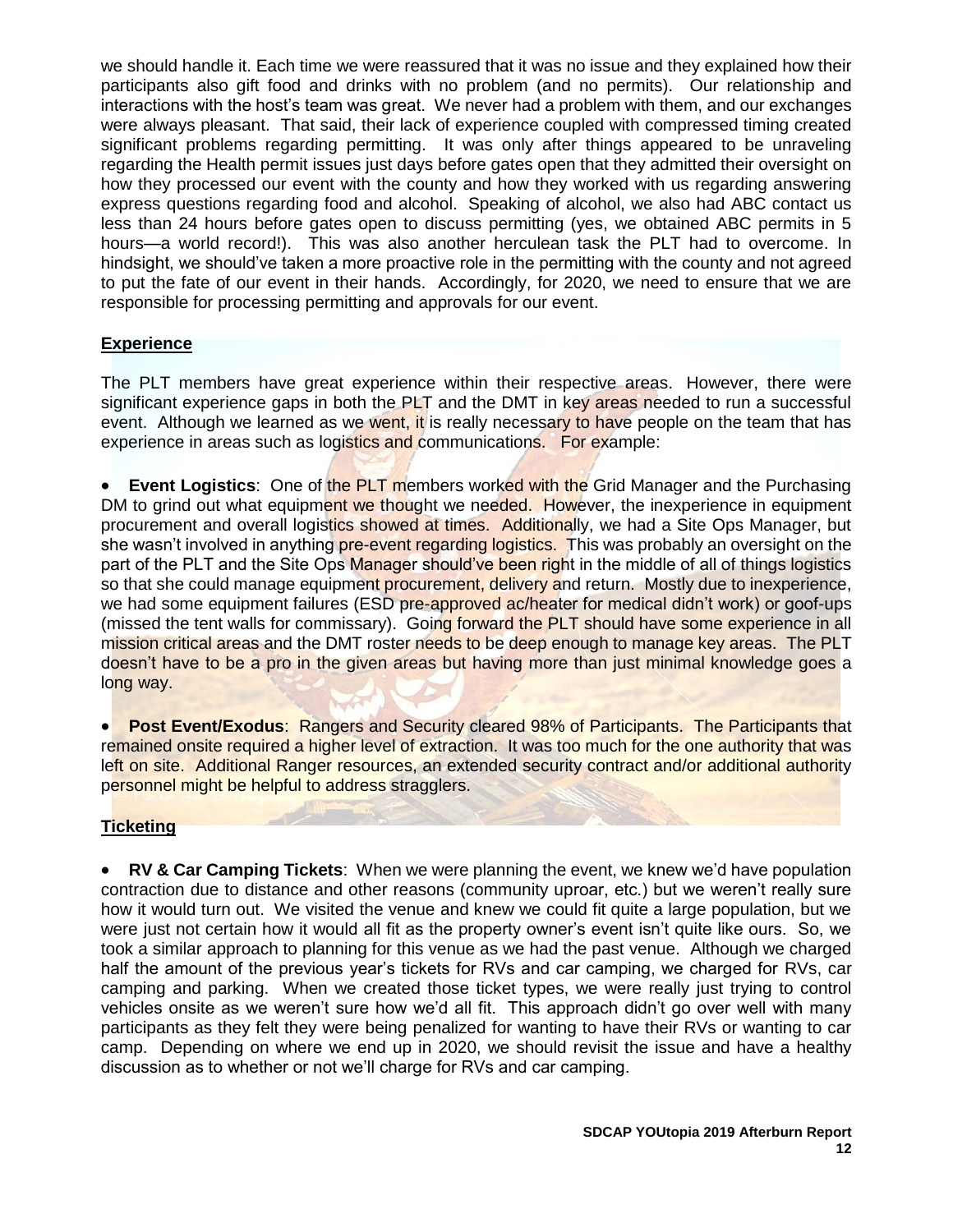we should handle it. Each time we were reassured that it was no issue and they explained how their participants also gift food and drinks with no problem (and no permits). Our relationship and interactions with the host's team was great. We never had a problem with them, and our exchanges were always pleasant. That said, their lack of experience coupled with compressed timing created significant problems regarding permitting. It was only after things appeared to be unraveling regarding the Health permit issues just days before gates open that they admitted their oversight on how they processed our event with the county and how they worked with us regarding answering express questions regarding food and alcohol. Speaking of alcohol, we also had ABC contact us less than 24 hours before gates open to discuss permitting (yes, we obtained ABC permits in 5 hours—a world record!). This was also another herculean task the PLT had to overcome. In hindsight, we should've taken a more proactive role in the permitting with the county and not agreed to put the fate of our event in their hands. Accordingly, for 2020, we need to ensure that we are responsible for processing permitting and approvals for our event.

## Experience

The PLT members have great experience within their respective areas. However, there were significant experience gaps in both the PLT and the DMT in key areas needed to run a successful event. Although we learned as we went, it is really necessary to have people on the team that has experience in areas such as logistics and communications. For example:

- **Event Logistics**: One of the PLT members worked with the Grid Manager and the Purchasing DM to grind out what equipment we thought we needed. However, the inexperience in equipment procurement and overall logistics showed at times. Additionally, we had a Site Ops Manager, but she wasn't involved in anything pre-event regarding logistics. This was probably an oversight on the part of the PLT and the Site Ops Manager should've been right in the middle of all of things logistics so that she could manage equipment procurement, delivery and return. Mostly due to inexperience, we had some equipment failures (ESD pre-approved ac/heater for medical didn't work) or goof-ups (missed the tent walls for commissary). Going forward the PLT should have some experience in all mission critical areas and the DMT roster needs to be deep enough to manage key areas. The PLT doesn't have to be a pro in the given areas but having more than just minimal knowledge goes a long way.

- **Post Event/Exodus**: Rangers and Security cleared 98% of Participants. The Participants that remained onsite required a higher level of extraction. It was too much for the one authority that was left on site. Additional Ranger resources, an extended security contract and/or additional authority personnel might be helpful to address stragglers.

## Ticketing

- **RV & Car Camping Tickets**: When we were planning the event, we knew we'd have population contraction due to distance and other reasons (community uproar, etc.) but we weren't really sure how it would turn out. We visited the venue and knew we could fit quite a large population, but we were just not certain how it would all fit as the property owner's event isn't quite like ours. So, we took a similar approach to planning for this venue as we had the past venue. Although we charged half the amount of the previous year's tickets for RVs and car camping, we charged for RVs, car camping and parking. When we created those ticket types, we were really just trying to control vehicles onsite as we weren't sure how we'd all fit. This approach didn't go over well with many participants as they felt they were being penalized for wanting to have their RVs or wanting to car camp. Depending on where we end up in 2020, we should revisit the issue and have a healthy discussion as to whether or not we'll charge for RVs and car camping.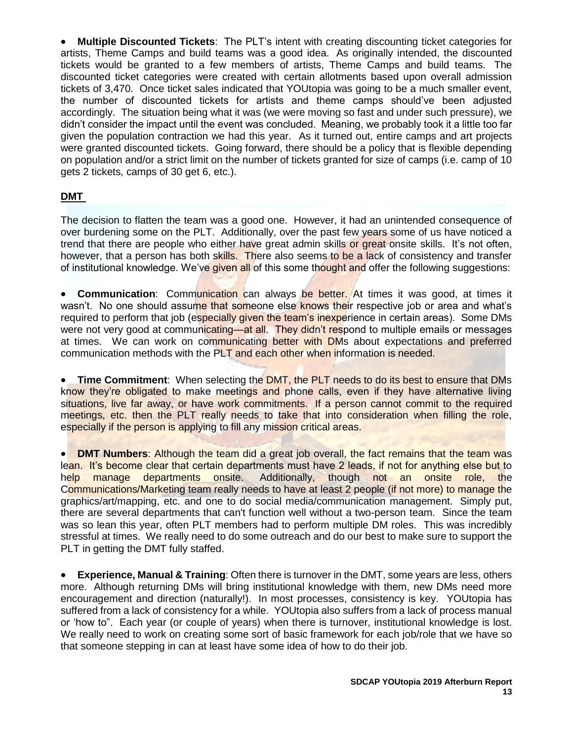- **Multiple Discounted Tickets**: The PLT's intent with creating discounting ticket categories for artists, Theme Camps and build teams was a good idea. As originally intended, the discounted tickets would be granted to a few members of artists, Theme Camps and build teams. The discounted ticket categories were created with certain allotments based upon overall admission tickets of 3,470. Once ticket sales indicated that YOUtopia was going to be a much smaller event, the number of discounted tickets for artists and theme camps should've been adjusted accordingly. The situation being what it was (we were moving so fast and under such pressure), we didn't consider the impact until the event was concluded. Meaning, we probably took it a little too far given the population contraction we had this year. As it turned out, entire camps and art projects were granted discounted tickets. Going forward, there should be a policy that is flexible depending on population and/or a strict limit on the number of tickets granted for size of camps (i.e. camp of 10 gets 2 tickets, camps of 30 get 6, etc.).

## DMT

The decision to flatten the team was a good one. However, it had an unintended consequence of over burdening some on the PLT. Additionally, over the past few years some of us have noticed a trend that there are people who either have great admin skills or great onsite skills. It's not often, however, that a person has both skills. There also seems to be a lack of consistency and transfer of institutional knowledge. We've given all of this some thought and offer the following suggestions:

- **Communication**: Communication can always be better. At times it was good, at times it wasn't. No one should assume that someone else knows their respective job or area and what's required to perform that job (especially given the team's inexperience in certain areas). Some DMs were not very good at communicating—at all. They didn't respond to multiple emails or messages at times. We can work on communicating better with DMs about expectations and preferred communication methods with the PLT and each other when information is needed.

- **Time Commitment**: When selecting the DMT, the PLT needs to do its best to ensure that DMs know they're obligated to make meetings and phone calls, even if they have alternative living situations, live far away, or have work commitments. If a person cannot commit to the required meetings, etc. then the PLT really needs to take that into consideration when filling the role, especially if the person is applying to fill any mission critical areas.

- **DMT Numbers**: Although the team did a great job overall, the fact remains that the team was lean. It's become clear that certain departments must have 2 leads, if not for anything else but to help manage departments onsite. Additionally, though not an onsite role, the Communications/Marketing team really needs to have at least 2 people (if not more) to manage the graphics/art/mapping, etc. and one to do social media/communication management. Simply put, there are several departments that can't function well without a two-person team. Since the team was so lean this year, often PLT members had to perform multiple DM roles. This was incredibly stressful at times. We really need to do some outreach and do our best to make sure to support the PLT in getting the DMT fully staffed.

- **Experience, Manual & Training**: Often there is turnover in the DMT, some years are less, others more. Although returning DMs will bring institutional knowledge with them, new DMs need more encouragement and direction (naturally!). In most processes, consistency is key. YOUtopia has suffered from a lack of consistency for a while. YOUtopia also suffers from a lack of process manual or 'how to". Each year (or couple of years) when there is turnover, institutional knowledge is lost. We really need to work on creating some sort of basic framework for each job/role that we have so that someone stepping in can at least have some idea of how to do their job.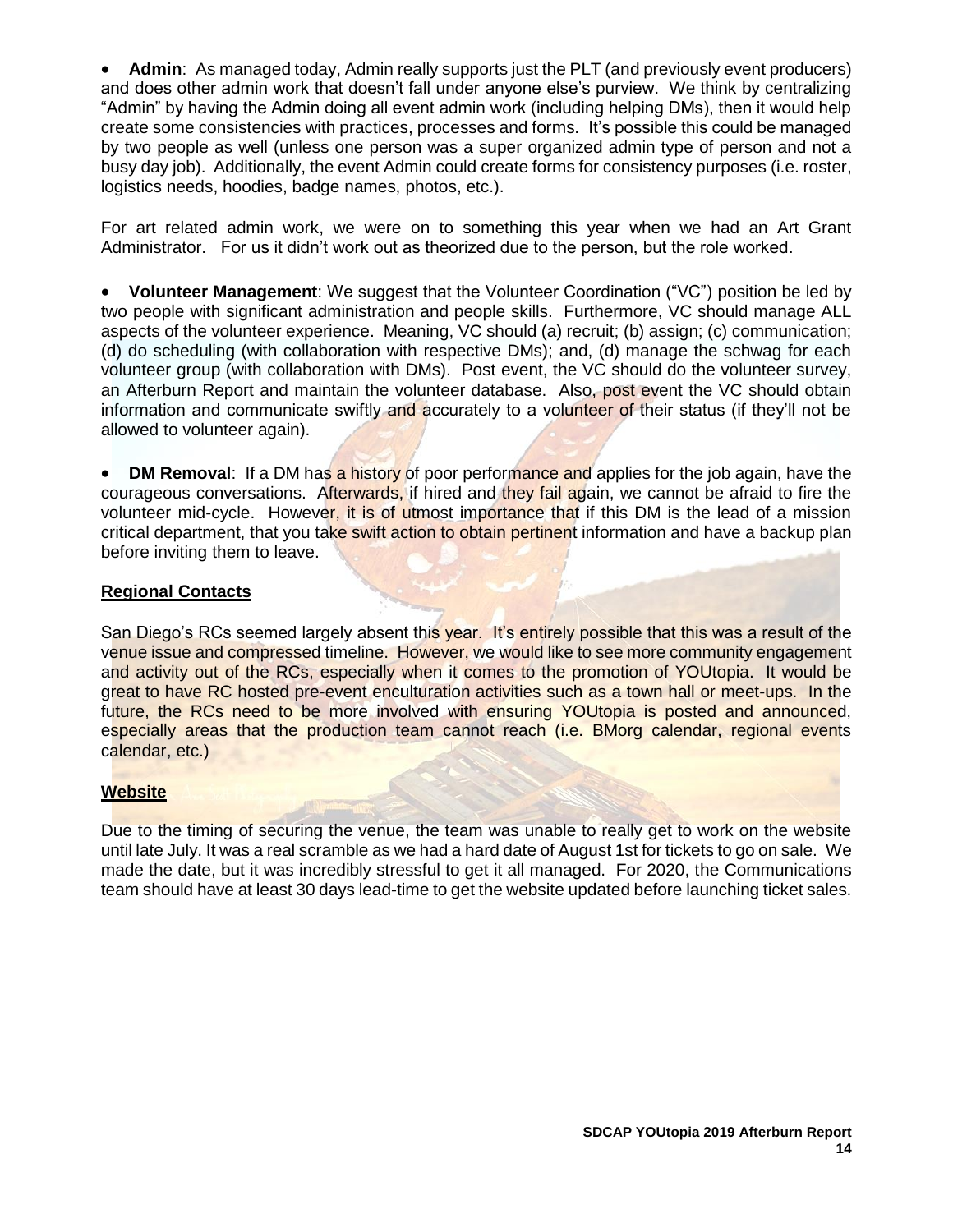- **Admin**: As managed today, Admin really supports just the PLT (and previously event producers) and does other admin work that doesn't fall under anyone else's purview. We think by centralizing "Admin" by having the Admin doing all event admin work (including helping DMs), then it would help create some consistencies with practices, processes and forms. It's possible this could be managed by two people as well (unless one person was a super organized admin type of person and not a busy day job). Additionally, the event Admin could create forms for consistency purposes (i.e. roster, logistics needs, hoodies, badge names, photos, etc.).

For art related admin work, we were on to something this year when we had an Art Grant Administrator. For us it didn't work out as theorized due to the person, but the role worked.

- **Volunteer Management**: We suggest that the Volunteer Coordination ("VC") position be led by two people with significant administration and people skills. Furthermore, VC should manage ALL aspects of the volunteer experience. Meaning, VC should (a) recruit; (b) assign; (c) communication; (d) do scheduling (with collaboration with respective DMs); and, (d) manage the schwag for each volunteer group (with collaboration with DMs). Post event, the VC should do the volunteer survey, an Afterburn Report and maintain the volunteer database. Also, post event the VC should obtain information and communicate swiftly and accurately to a volunteer of their status (if they'll not be allowed to volunteer again).

- **DM Removal**: If a DM has a history of poor performance and applies for the job again, have the courageous conversations. Afterwards, if hired and they fail again, we cannot be afraid to fire the volunteer mid-cycle. However, it is of utmost importance that if this DM is the lead of a mission critical department, that you take swift action to obtain pertinent information and have a backup plan before inviting them to leave.

## Regional Contacts

San Diego's RCs seemed largely absent this year. It's entirely possible that this was a result of the venue issue and compressed timeline. However, we would like to see more community engagement and activity out of the RCs, especially when it comes to the promotion of YOUtopia. It would be great to have RC hosted pre-event enculturation activities such as a town hall or meet-ups. In the future, the RCs need to be more involved with ensuring YOUtopia is posted and announced, especially areas that the production team cannot reach (i.e. BMorg calendar, regional events calendar, etc.)

## Website

Due to the timing of securing the venue, the team was unable to really get to work on the website until late July. It was a real scramble as we had a hard date of August 1st for tickets to go on sale. We made the date, but it was incredibly stressful to get it all managed. For 2020, the Communications team should have at least 30 days lead-time to get the website updated before launching ticket sales.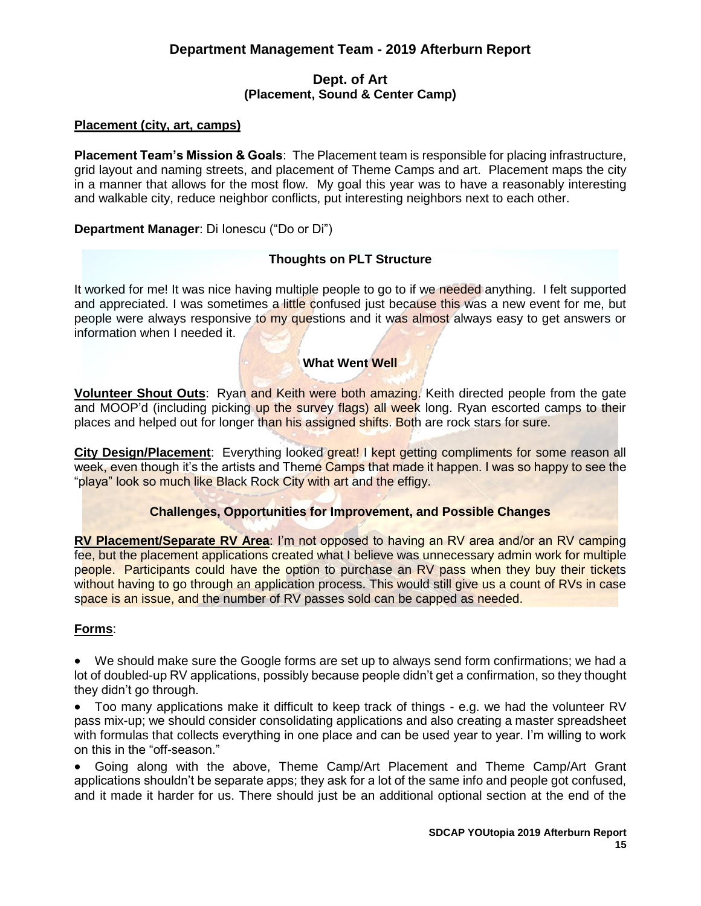## Department Management Team - 2019 Afterburn Report

### Dept. of Art
### (Placement, Sound & Center Camp)

**Placement (city, art, camps)**

**Placement Team's Mission & Goals**: The Placement team is responsible for placing infrastructure, grid layout and naming streets, and placement of Theme Camps and art. Placement maps the city in a manner that allows for the most flow. My goal this year was to have a reasonably interesting and walkable city, reduce neighbor conflicts, put interesting neighbors next to each other.

**Department Manager**: Di Ionescu ("Do or Di")

#### Thoughts on PLT Structure

It worked for me! It was nice having multiple people to go to if we needed anything. I felt supported and appreciated. I was sometimes a little confused just because this was a new event for me, but people were always responsive to my questions and it was almost always easy to get answers or information when I needed it.

#### What Went Well

**Volunteer Shout Outs**: Ryan and Keith were both amazing. Keith directed people from the gate and MOOP'd (including picking up the survey flags) all week long. Ryan escorted camps to their places and helped out for longer than his assigned shifts. Both are rock stars for sure.

**City Design/Placement**: Everything looked great! I kept getting compliments for some reason all week, even though it's the artists and Theme Camps that made it happen. I was so happy to see the "playa" look so much like Black Rock City with art and the effigy.

#### Challenges, Opportunities for Improvement, and Possible Changes

**RV Placement/Separate RV Area**: I'm not opposed to having an RV area and/or an RV camping fee, but the placement applications created what I believe was unnecessary admin work for multiple people. Participants could have the option to purchase an RV pass when they buy their tickets without having to go through an application process. This would still give us a count of RVs in case space is an issue, and the number of RV passes sold can be capped as needed.

**Forms**:

- We should make sure the Google forms are set up to always send form confirmations; we had a lot of doubled-up RV applications, possibly because people didn't get a confirmation, so they thought they didn't go through.
- Too many applications make it difficult to keep track of things - e.g. we had the volunteer RV pass mix-up; we should consider consolidating applications and also creating a master spreadsheet with formulas that collects everything in one place and can be used year to year. I'm willing to work on this in the "off-season."
- Going along with the above, Theme Camp/Art Placement and Theme Camp/Art Grant applications shouldn't be separate apps; they ask for a lot of the same info and people got confused, and it made it harder for us. There should just be an additional optional section at the end of the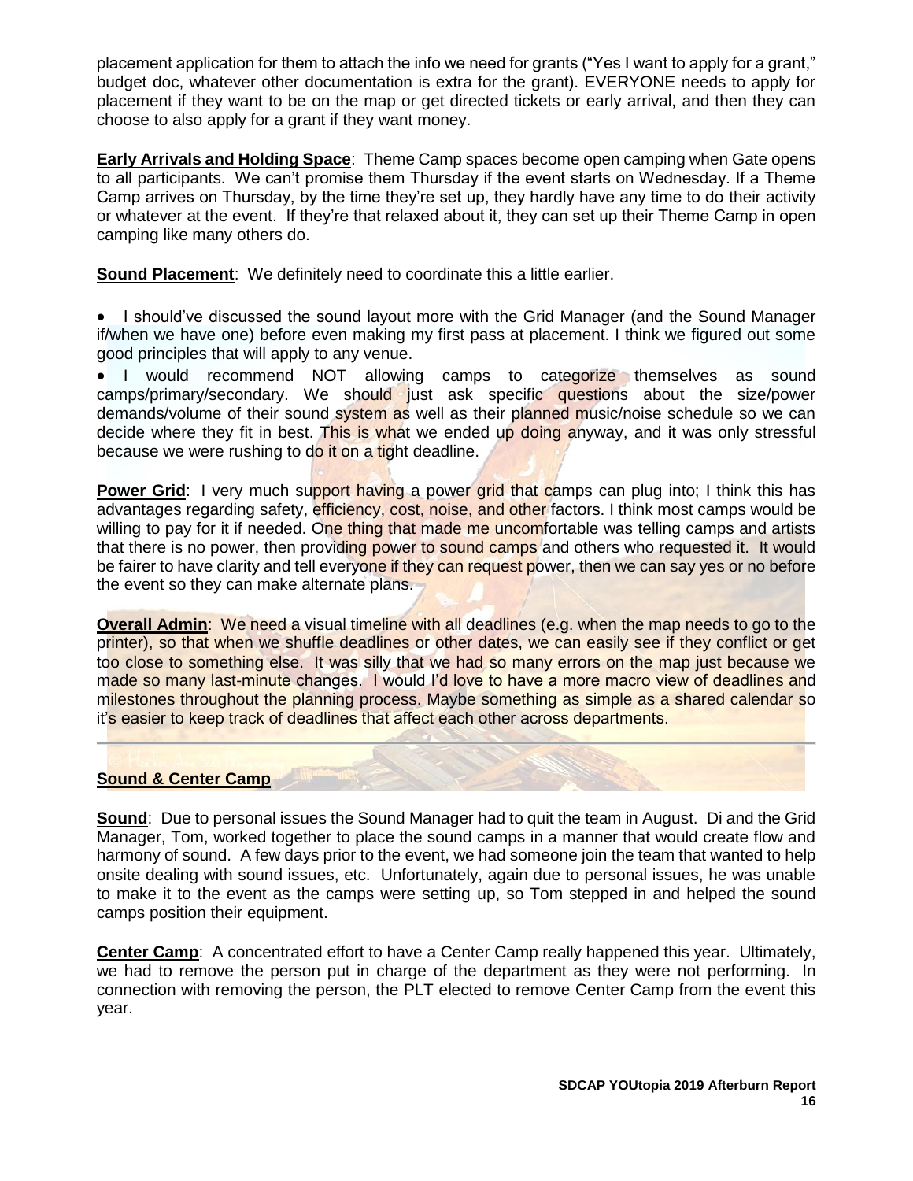placement application for them to attach the info we need for grants ("Yes I want to apply for a grant," budget doc, whatever other documentation is extra for the grant). EVERYONE needs to apply for placement if they want to be on the map or get directed tickets or early arrival, and then they can choose to also apply for a grant if they want money.

**Early Arrivals and Holding Space**: Theme Camp spaces become open camping when Gate opens to all participants. We can't promise them Thursday if the event starts on Wednesday. If a Theme Camp arrives on Thursday, by the time they're set up, they hardly have any time to do their activity or whatever at the event. If they're that relaxed about it, they can set up their Theme Camp in open camping like many others do.

**Sound Placement**: We definitely need to coordinate this a little earlier.

- I should've discussed the sound layout more with the Grid Manager (and the Sound Manager if/when we have one) before even making my first pass at placement. I think we figured out some good principles that will apply to any venue.
- I would recommend NOT allowing camps to categorize themselves as sound camps/primary/secondary. We should just ask specific questions about the size/power demands/volume of their sound system as well as their planned music/noise schedule so we can decide where they fit in best. This is what we ended up doing anyway, and it was only stressful because we were rushing to do it on a tight deadline.

**Power Grid**: I very much support having a power grid that camps can plug into; I think this has advantages regarding safety, efficiency, cost, noise, and other factors. I think most camps would be willing to pay for it if needed. One thing that made me uncomfortable was telling camps and artists that there is no power, then providing power to sound camps and others who requested it. It would be fairer to have clarity and tell everyone if they can request power, then we can say yes or no before the event so they can make alternate plans.

**Overall Admin**: We need a visual timeline with all deadlines (e.g. when the map needs to go to the printer), so that when we shuffle deadlines or other dates, we can easily see if they conflict or get too close to something else. It was silly that we had so many errors on the map just because we made so many last-minute changes. I would I'd love to have a more macro view of deadlines and milestones throughout the planning process. Maybe something as simple as a shared calendar so it's easier to keep track of deadlines that affect each other across departments.

---

## Sound & Center Camp

**Sound**: Due to personal issues the Sound Manager had to quit the team in August. Di and the Grid Manager, Tom, worked together to place the sound camps in a manner that would create flow and harmony of sound. A few days prior to the event, we had someone join the team that wanted to help onsite dealing with sound issues, etc. Unfortunately, again due to personal issues, he was unable to make it to the event as the camps were setting up, so Tom stepped in and helped the sound camps position their equipment.

**Center Camp**: A concentrated effort to have a Center Camp really happened this year. Ultimately, we had to remove the person put in charge of the department as they were not performing. In connection with removing the person, the PLT elected to remove Center Camp from the event this year.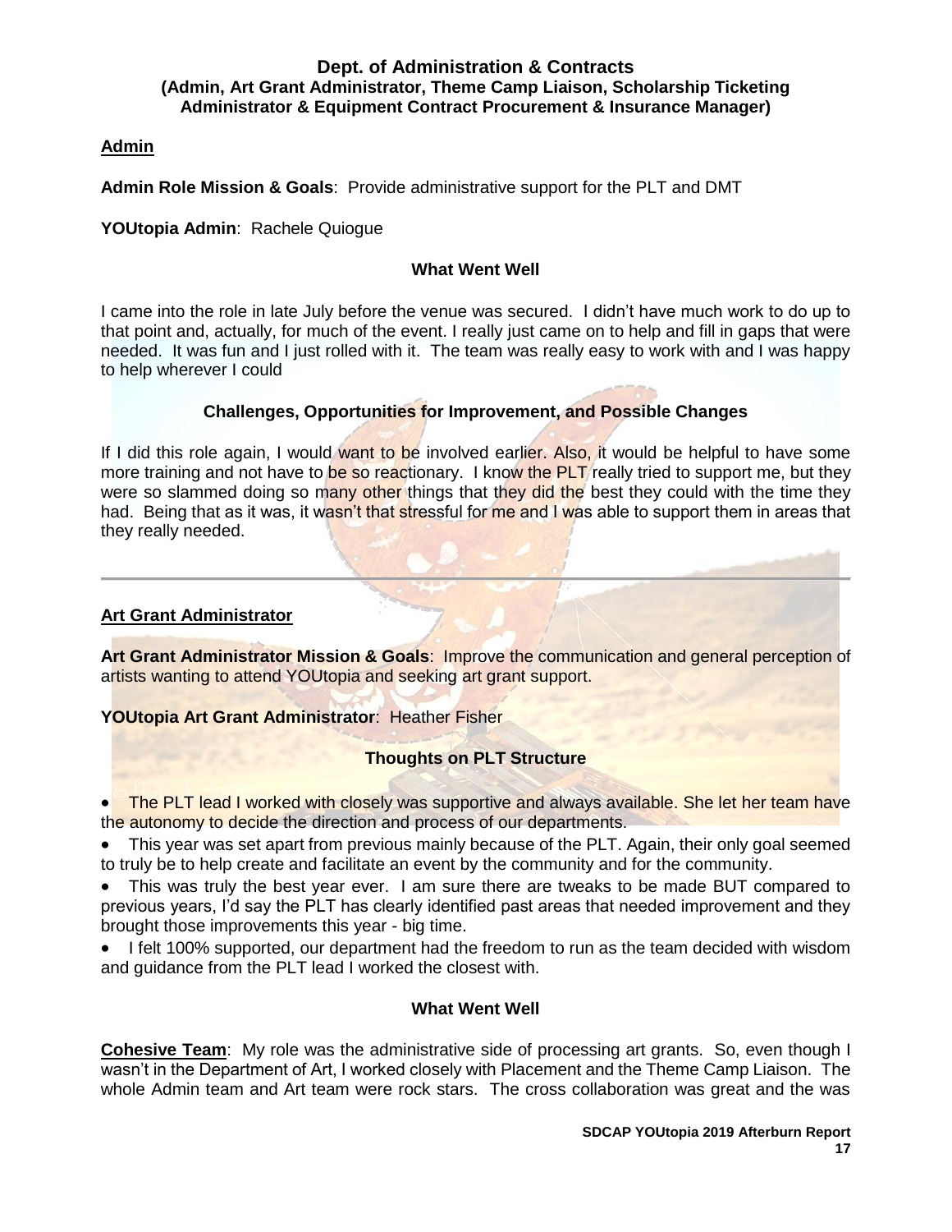## Dept. of Administration & Contracts
### (Admin, Art Grant Administrator, Theme Camp Liaison, Scholarship Ticketing Administrator & Equipment Contract Procurement & Insurance Manager)

**Admin**

**Admin Role Mission & Goals**: Provide administrative support for the PLT and DMT

**YOUtopia Admin**: Rachele Quiogue

#### What Went Well

I came into the role in late July before the venue was secured. I didn't have much work to do up to that point and, actually, for much of the event. I really just came on to help and fill in gaps that were needed. It was fun and I just rolled with it. The team was really easy to work with and I was happy to help wherever I could

#### Challenges, Opportunities for Improvement, and Possible Changes

If I did this role again, I would want to be involved earlier. Also, it would be helpful to have some more training and not have to be so reactionary. I know the PLT really tried to support me, but they were so slammed doing so many other things that they did the best they could with the time they had. Being that as it was, it wasn't that stressful for me and I was able to support them in areas that they really needed.

---

**Art Grant Administrator**

**Art Grant Administrator Mission & Goals**: Improve the communication and general perception of artists wanting to attend YOUtopia and seeking art grant support.

**YOUtopia Art Grant Administrator**: Heather Fisher

#### Thoughts on PLT Structure

- The PLT lead I worked with closely was supportive and always available. She let her team have the autonomy to decide the direction and process of our departments.
- This year was set apart from previous mainly because of the PLT. Again, their only goal seemed to truly be to help create and facilitate an event by the community and for the community.
- This was truly the best year ever. I am sure there are tweaks to be made BUT compared to previous years, I'd say the PLT has clearly identified past areas that needed improvement and they brought those improvements this year - big time.
- I felt 100% supported, our department had the freedom to run as the team decided with wisdom and guidance from the PLT lead I worked the closest with.

#### What Went Well

**Cohesive Team**: My role was the administrative side of processing art grants. So, even though I wasn't in the Department of Art, I worked closely with Placement and the Theme Camp Liaison. The whole Admin team and Art team were rock stars. The cross collaboration was great and the was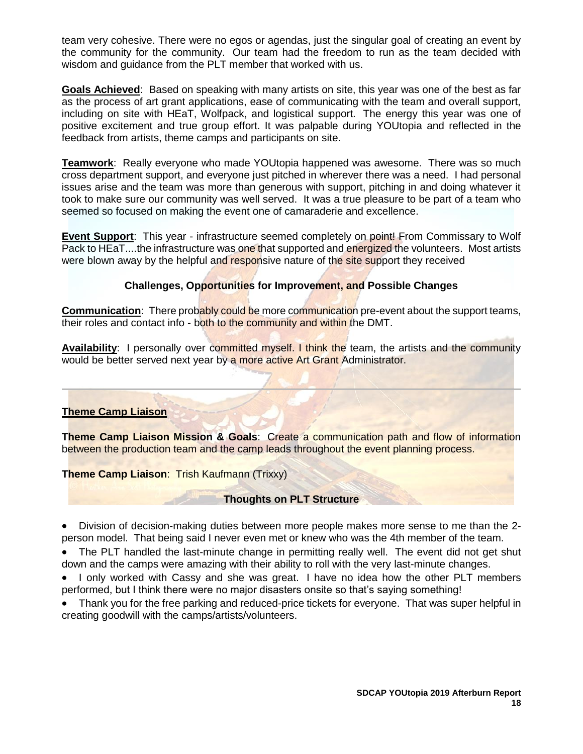team very cohesive. There were no egos or agendas, just the singular goal of creating an event by the community for the community. Our team had the freedom to run as the team decided with wisdom and guidance from the PLT member that worked with us.

**Goals Achieved**: Based on speaking with many artists on site, this year was one of the best as far as the process of art grant applications, ease of communicating with the team and overall support, including on site with HEaT, Wolfpack, and logistical support. The energy this year was one of positive excitement and true group effort. It was palpable during YOUtopia and reflected in the feedback from artists, theme camps and participants on site.

**Teamwork**: Really everyone who made YOUtopia happened was awesome. There was so much cross department support, and everyone just pitched in wherever there was a need. I had personal issues arise and the team was more than generous with support, pitching in and doing whatever it took to make sure our community was well served. It was a true pleasure to be part of a team who seemed so focused on making the event one of camaraderie and excellence.

**Event Support**: This year - infrastructure seemed completely on point! From Commissary to Wolf Pack to HEaT....the infrastructure was one that supported and energized the volunteers. Most artists were blown away by the helpful and responsive nature of the site support they received

### Challenges, Opportunities for Improvement, and Possible Changes

**Communication**: There probably could be more communication pre-event about the support teams, their roles and contact info - both to the community and within the DMT.

**Availability**: I personally over committed myself. I think the team, the artists and the community would be better served next year by a more active Art Grant Administrator.

---

## Theme Camp Liaison

**Theme Camp Liaison Mission & Goals**: Create a communication path and flow of information between the production team and the camp leads throughout the event planning process.

**Theme Camp Liaison**: Trish Kaufmann (Trixxy)

### Thoughts on PLT Structure

- Division of decision-making duties between more people makes more sense to me than the 2-person model. That being said I never even met or knew who was the 4th member of the team.
- The PLT handled the last-minute change in permitting really well. The event did not get shut down and the camps were amazing with their ability to roll with the very last-minute changes.
- I only worked with Cassy and she was great. I have no idea how the other PLT members performed, but I think there were no major disasters onsite so that's saying something!
- Thank you for the free parking and reduced-price tickets for everyone. That was super helpful in creating goodwill with the camps/artists/volunteers.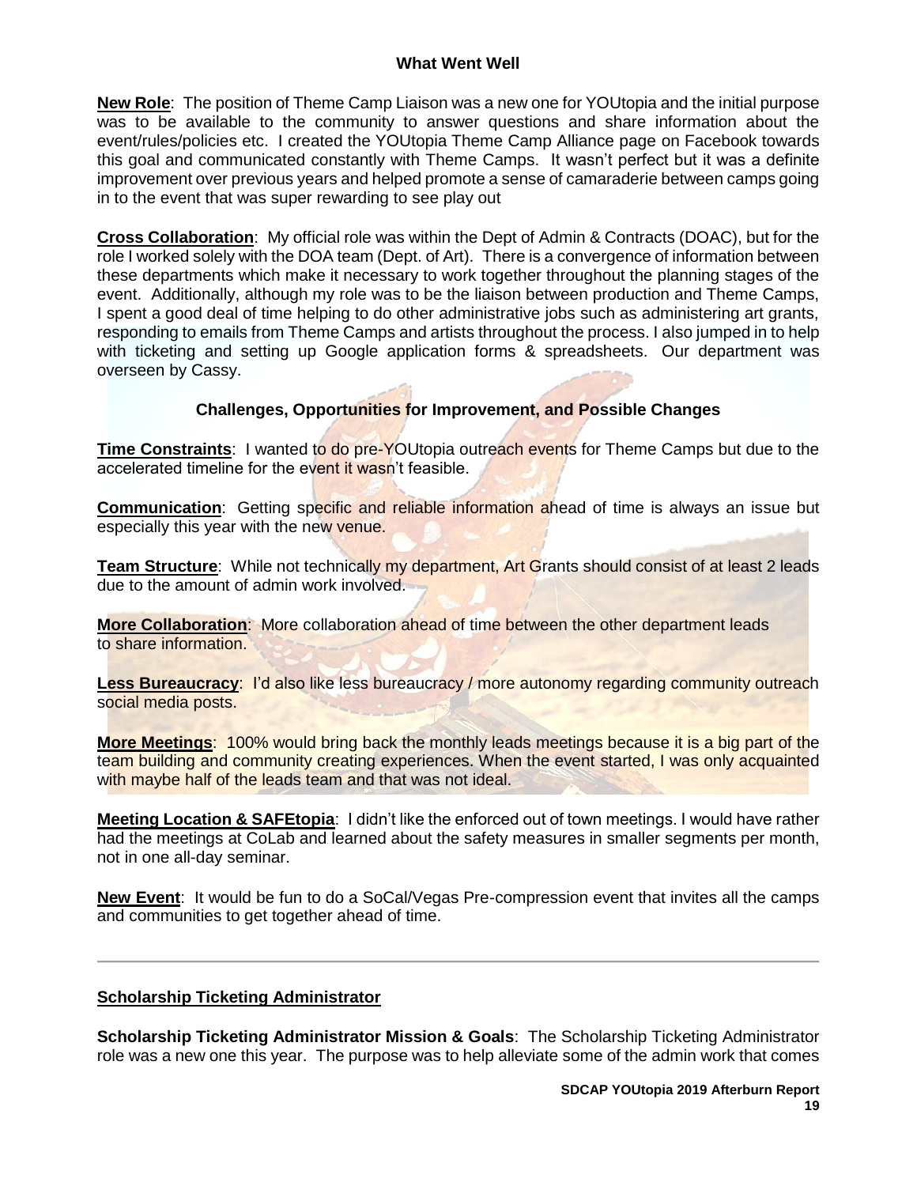### What Went Well

**New Role**: The position of Theme Camp Liaison was a new one for YOUtopia and the initial purpose was to be available to the community to answer questions and share information about the event/rules/policies etc. I created the YOUtopia Theme Camp Alliance page on Facebook towards this goal and communicated constantly with Theme Camps. It wasn't perfect but it was a definite improvement over previous years and helped promote a sense of camaraderie between camps going in to the event that was super rewarding to see play out

**Cross Collaboration**: My official role was within the Dept of Admin & Contracts (DOAC), but for the role I worked solely with the DOA team (Dept. of Art). There is a convergence of information between these departments which make it necessary to work together throughout the planning stages of the event. Additionally, although my role was to be the liaison between production and Theme Camps, I spent a good deal of time helping to do other administrative jobs such as administering art grants, responding to emails from Theme Camps and artists throughout the process. I also jumped in to help with ticketing and setting up Google application forms & spreadsheets. Our department was overseen by Cassy.

### Challenges, Opportunities for Improvement, and Possible Changes

**Time Constraints**: I wanted to do pre-YOUtopia outreach events for Theme Camps but due to the accelerated timeline for the event it wasn't feasible.

**Communication**: Getting specific and reliable information ahead of time is always an issue but especially this year with the new venue.

**Team Structure**: While not technically my department, Art Grants should consist of at least 2 leads due to the amount of admin work involved.

**More Collaboration**: More collaboration ahead of time between the other department leads to share information.

**Less Bureaucracy**: I'd also like less bureaucracy / more autonomy regarding community outreach social media posts.

**More Meetings**: 100% would bring back the monthly leads meetings because it is a big part of the team building and community creating experiences. When the event started, I was only acquainted with maybe half of the leads team and that was not ideal.

**Meeting Location & SAFEtopia**: I didn't like the enforced out of town meetings. I would have rather had the meetings at CoLab and learned about the safety measures in smaller segments per month, not in one all-day seminar.

**New Event**: It would be fun to do a SoCal/Vegas Pre-compression event that invites all the camps and communities to get together ahead of time.

---

## Scholarship Ticketing Administrator

**Scholarship Ticketing Administrator Mission & Goals**: The Scholarship Ticketing Administrator role was a new one this year. The purpose was to help alleviate some of the admin work that comes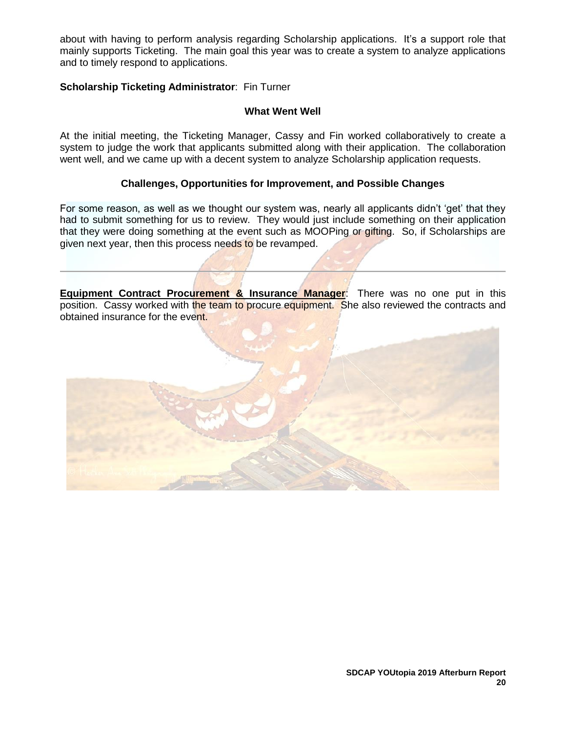about with having to perform analysis regarding Scholarship applications. It's a support role that mainly supports Ticketing. The main goal this year was to create a system to analyze applications and to timely respond to applications.

**Scholarship Ticketing Administrator**: Fin Turner

**What Went Well**

At the initial meeting, the Ticketing Manager, Cassy and Fin worked collaboratively to create a system to judge the work that applicants submitted along with their application. The collaboration went well, and we came up with a decent system to analyze Scholarship application requests.

**Challenges, Opportunities for Improvement, and Possible Changes**

For some reason, as well as we thought our system was, nearly all applicants didn't 'get' that they had to submit something for us to review. They would just include something on their application that they were doing something at the event such as MOOPing or gifting. So, if Scholarships are given next year, then this process needs to be revamped.

---

**Equipment Contract Procurement & Insurance Manager**: There was no one put in this position. Cassy worked with the team to procure equipment. She also reviewed the contracts and obtained insurance for the event.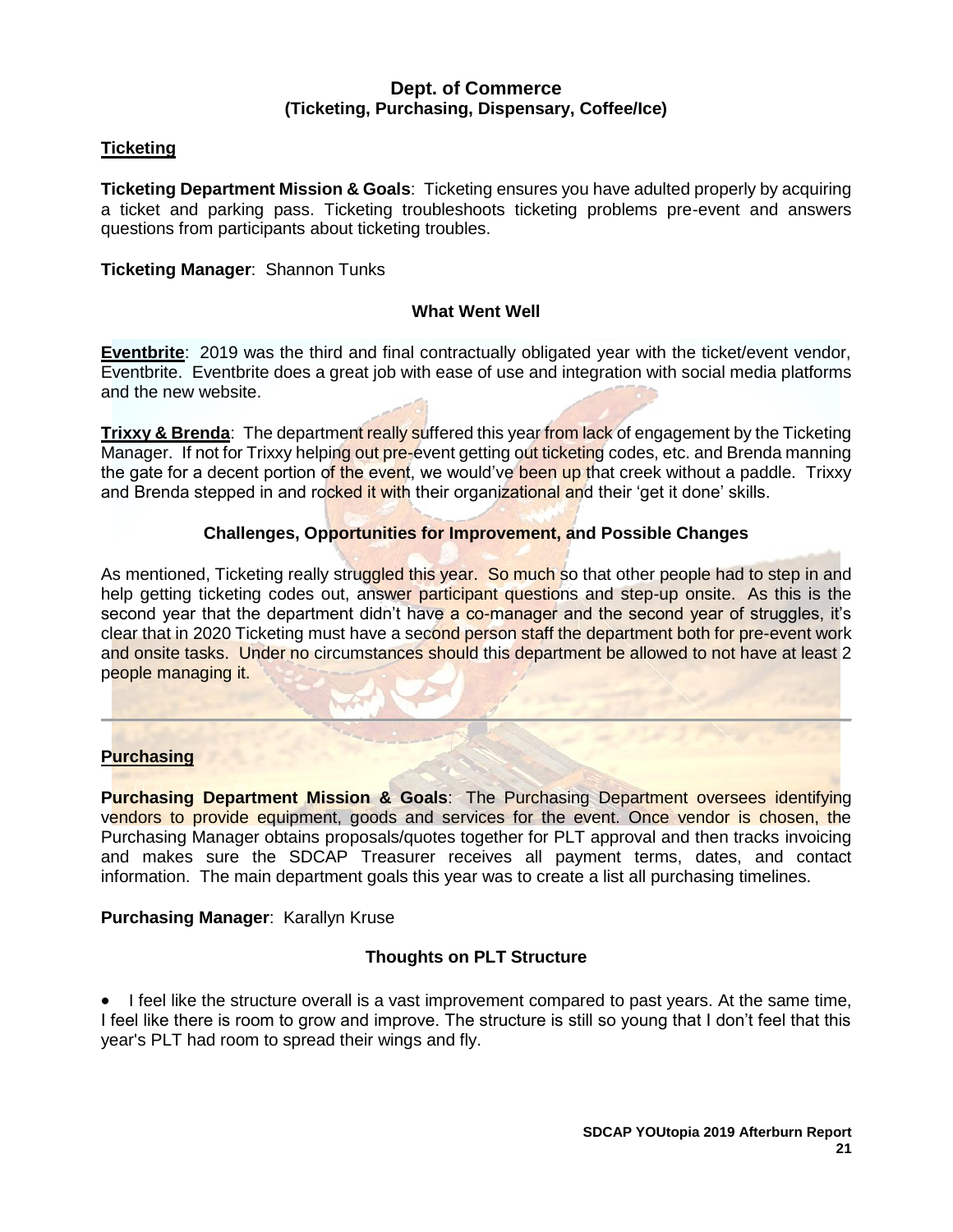## Dept. of Commerce
### (Ticketing, Purchasing, Dispensary, Coffee/Ice)

### Ticketing

**Ticketing Department Mission & Goals**: Ticketing ensures you have adulted properly by acquiring a ticket and parking pass. Ticketing troubleshoots ticketing problems pre-event and answers questions from participants about ticketing troubles.

**Ticketing Manager**: Shannon Tunks

#### What Went Well

**Eventbrite**: 2019 was the third and final contractually obligated year with the ticket/event vendor, Eventbrite. Eventbrite does a great job with ease of use and integration with social media platforms and the new website.

**Trixxy & Brenda**: The department really suffered this year from lack of engagement by the Ticketing Manager. If not for Trixxy helping out pre-event getting out ticketing codes, etc. and Brenda manning the gate for a decent portion of the event, we would've been up that creek without a paddle. Trixxy and Brenda stepped in and rocked it with their organizational and their 'get it done' skills.

#### Challenges, Opportunities for Improvement, and Possible Changes

As mentioned, Ticketing really struggled this year. So much so that other people had to step in and help getting ticketing codes out, answer participant questions and step-up onsite. As this is the second year that the department didn't have a co-manager and the second year of struggles, it's clear that in 2020 Ticketing must have a second person staff the department both for pre-event work and onsite tasks. Under no circumstances should this department be allowed to not have at least 2 people managing it.

---

### Purchasing

**Purchasing Department Mission & Goals**: The Purchasing Department oversees identifying vendors to provide equipment, goods and services for the event. Once vendor is chosen, the Purchasing Manager obtains proposals/quotes together for PLT approval and then tracks invoicing and makes sure the SDCAP Treasurer receives all payment terms, dates, and contact information. The main department goals this year was to create a list all purchasing timelines.

**Purchasing Manager**: Karallyn Kruse

#### Thoughts on PLT Structure

- I feel like the structure overall is a vast improvement compared to past years. At the same time, I feel like there is room to grow and improve. The structure is still so young that I don't feel that this year's PLT had room to spread their wings and fly.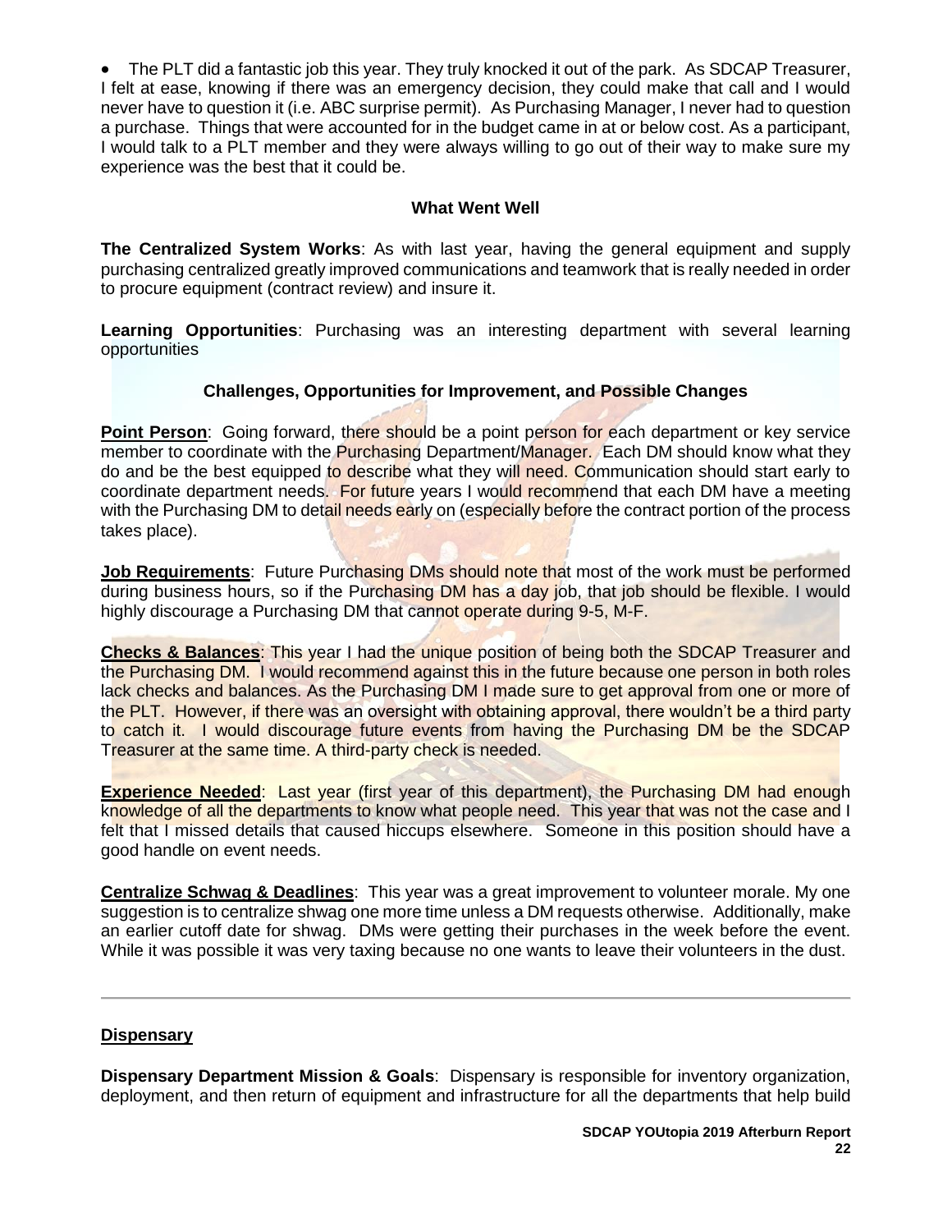- The PLT did a fantastic job this year. They truly knocked it out of the park. As SDCAP Treasurer, I felt at ease, knowing if there was an emergency decision, they could make that call and I would never have to question it (i.e. ABC surprise permit). As Purchasing Manager, I never had to question a purchase. Things that were accounted for in the budget came in at or below cost. As a participant, I would talk to a PLT member and they were always willing to go out of their way to make sure my experience was the best that it could be.

### What Went Well

**The Centralized System Works**: As with last year, having the general equipment and supply purchasing centralized greatly improved communications and teamwork that is really needed in order to procure equipment (contract review) and insure it.

**Learning Opportunities**: Purchasing was an interesting department with several learning opportunities

### Challenges, Opportunities for Improvement, and Possible Changes

**Point Person**: Going forward, there should be a point person for each department or key service member to coordinate with the Purchasing Department/Manager. Each DM should know what they do and be the best equipped to describe what they will need. Communication should start early to coordinate department needs. For future years I would recommend that each DM have a meeting with the Purchasing DM to detail needs early on (especially before the contract portion of the process takes place).

**Job Requirements**: Future Purchasing DMs should note that most of the work must be performed during business hours, so if the Purchasing DM has a day job, that job should be flexible. I would highly discourage a Purchasing DM that cannot operate during 9-5, M-F.

**Checks & Balances**: This year I had the unique position of being both the SDCAP Treasurer and the Purchasing DM. I would recommend against this in the future because one person in both roles lack checks and balances. As the Purchasing DM I made sure to get approval from one or more of the PLT. However, if there was an oversight with obtaining approval, there wouldn't be a third party to catch it. I would discourage future events from having the Purchasing DM be the SDCAP Treasurer at the same time. A third-party check is needed.

**Experience Needed**: Last year (first year of this department), the Purchasing DM had enough knowledge of all the departments to know what people need. This year that was not the case and I felt that I missed details that caused hiccups elsewhere. Someone in this position should have a good handle on event needs.

**Centralize Schwag & Deadlines**: This year was a great improvement to volunteer morale. My one suggestion is to centralize shwag one more time unless a DM requests otherwise. Additionally, make an earlier cutoff date for shwag. DMs were getting their purchases in the week before the event. While it was possible it was very taxing because no one wants to leave their volunteers in the dust.

---

## Dispensary

**Dispensary Department Mission & Goals**: Dispensary is responsible for inventory organization, deployment, and then return of equipment and infrastructure for all the departments that help build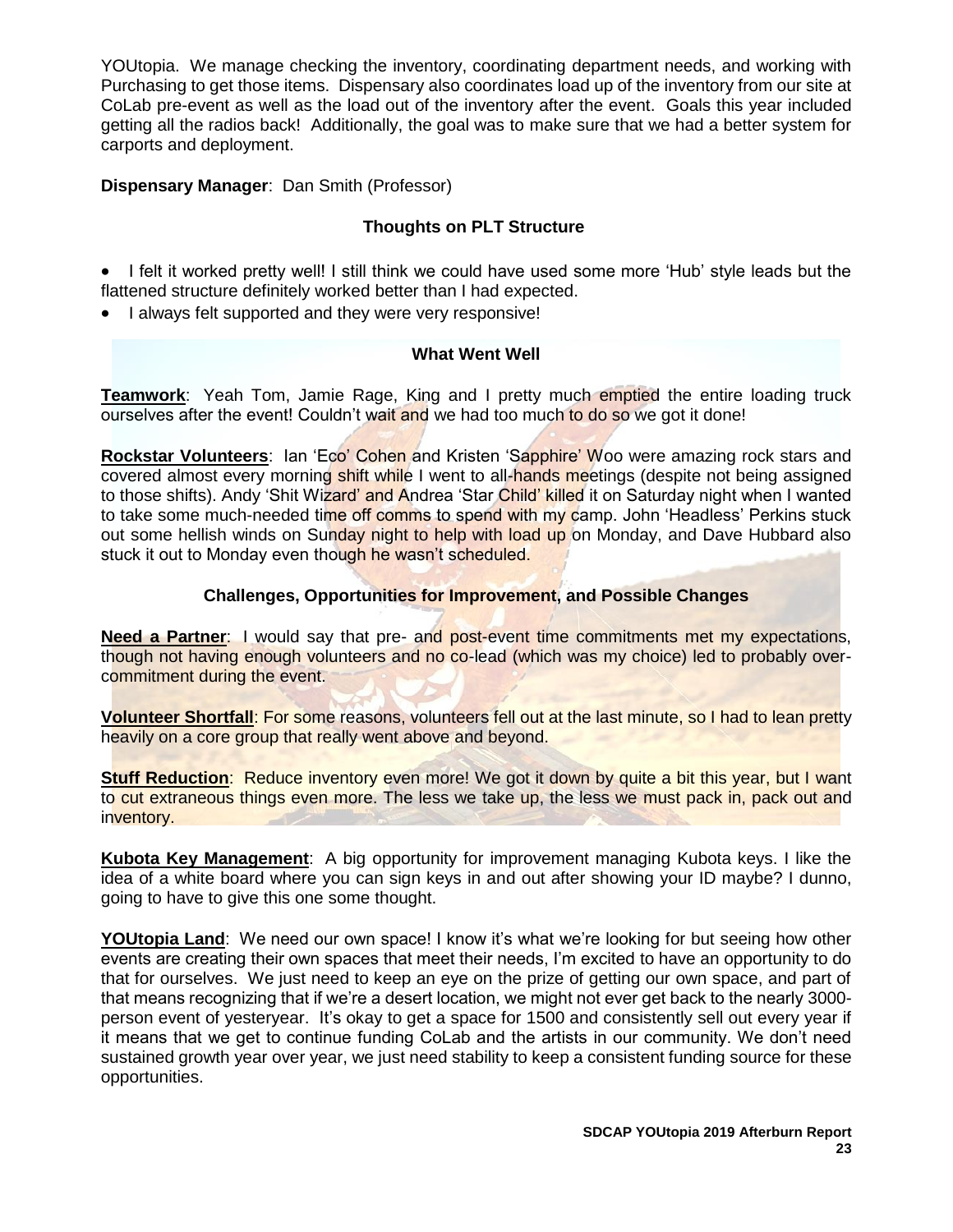YOUtopia. We manage checking the inventory, coordinating department needs, and working with Purchasing to get those items. Dispensary also coordinates load up of the inventory from our site at CoLab pre-event as well as the load out of the inventory after the event. Goals this year included getting all the radios back! Additionally, the goal was to make sure that we had a better system for carports and deployment.

**Dispensary Manager**: Dan Smith (Professor)

### Thoughts on PLT Structure

- I felt it worked pretty well! I still think we could have used some more 'Hub' style leads but the flattened structure definitely worked better than I had expected.
- I always felt supported and they were very responsive!

### What Went Well

**Teamwork**: Yeah Tom, Jamie Rage, King and I pretty much emptied the entire loading truck ourselves after the event! Couldn't wait and we had too much to do so we got it done!

**Rockstar Volunteers**: Ian 'Eco' Cohen and Kristen 'Sapphire' Woo were amazing rock stars and covered almost every morning shift while I went to all-hands meetings (despite not being assigned to those shifts). Andy 'Shit Wizard' and Andrea 'Star Child' killed it on Saturday night when I wanted to take some much-needed time off comms to spend with my camp. John 'Headless' Perkins stuck out some hellish winds on Sunday night to help with load up on Monday, and Dave Hubbard also stuck it out to Monday even though he wasn't scheduled.

### Challenges, Opportunities for Improvement, and Possible Changes

**Need a Partner**: I would say that pre- and post-event time commitments met my expectations, though not having enough volunteers and no co-lead (which was my choice) led to probably over-commitment during the event.

**Volunteer Shortfall**: For some reasons, volunteers fell out at the last minute, so I had to lean pretty heavily on a core group that really went above and beyond.

**Stuff Reduction**: Reduce inventory even more! We got it down by quite a bit this year, but I want to cut extraneous things even more. The less we take up, the less we must pack in, pack out and inventory.

**Kubota Key Management**: A big opportunity for improvement managing Kubota keys. I like the idea of a white board where you can sign keys in and out after showing your ID maybe? I dunno, going to have to give this one some thought.

**YOUtopia Land**: We need our own space! I know it's what we're looking for but seeing how other events are creating their own spaces that meet their needs, I'm excited to have an opportunity to do that for ourselves. We just need to keep an eye on the prize of getting our own space, and part of that means recognizing that if we're a desert location, we might not ever get back to the nearly 3000-person event of yesteryear. It's okay to get a space for 1500 and consistently sell out every year if it means that we get to continue funding CoLab and the artists in our community. We don't need sustained growth year over year, we just need stability to keep a consistent funding source for these opportunities.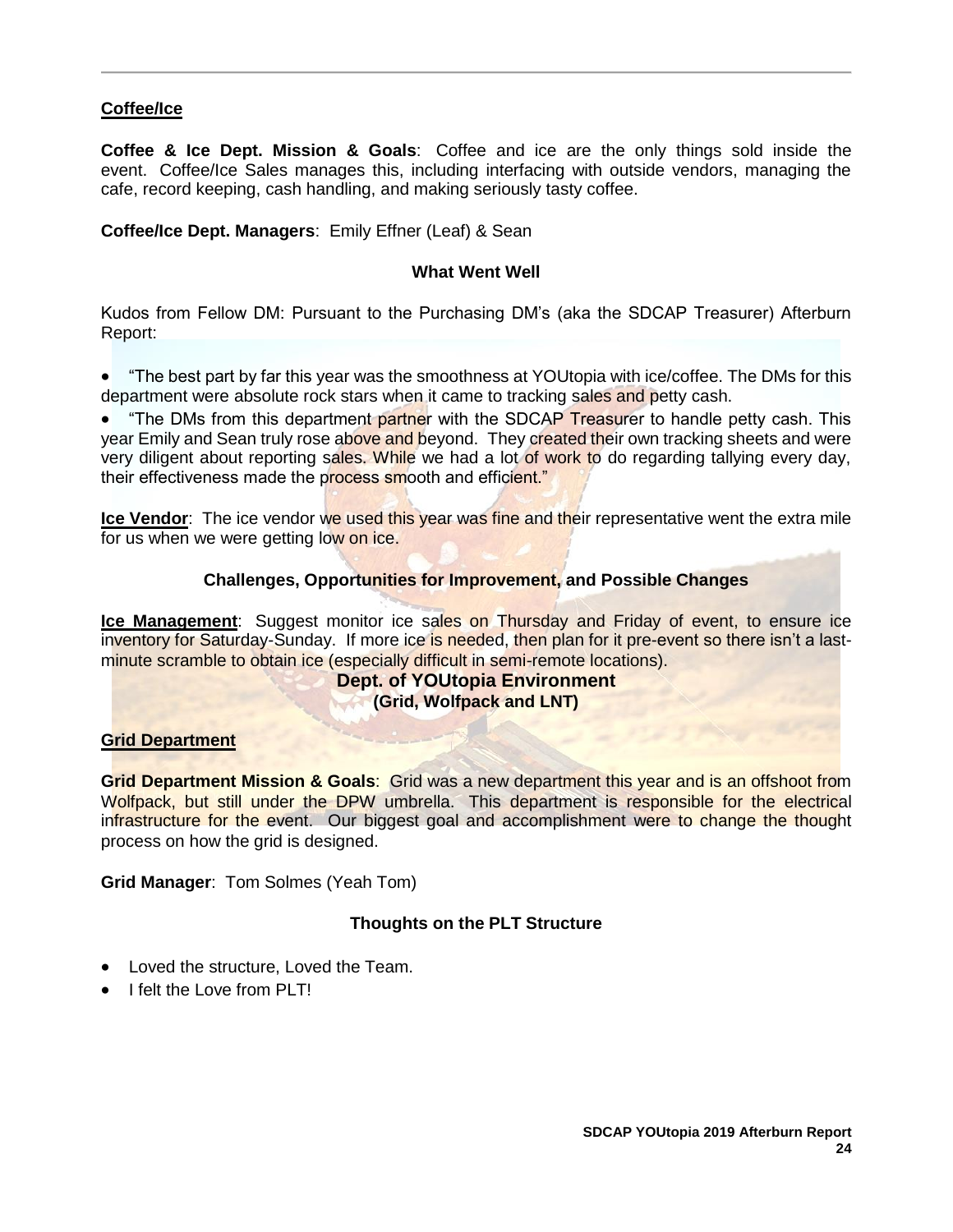## Coffee/Ice

**Coffee & Ice Dept. Mission & Goals**: Coffee and ice are the only things sold inside the event. Coffee/Ice Sales manages this, including interfacing with outside vendors, managing the cafe, record keeping, cash handling, and making seriously tasty coffee.

**Coffee/Ice Dept. Managers**: Emily Effner (Leaf) & Sean

### What Went Well

Kudos from Fellow DM: Pursuant to the Purchasing DM's (aka the SDCAP Treasurer) Afterburn Report:

- "The best part by far this year was the smoothness at YOUtopia with ice/coffee. The DMs for this department were absolute rock stars when it came to tracking sales and petty cash.
- "The DMs from this department partner with the SDCAP Treasurer to handle petty cash. This year Emily and Sean truly rose above and beyond. They created their own tracking sheets and were very diligent about reporting sales. While we had a lot of work to do regarding tallying every day, their effectiveness made the process smooth and efficient."

**Ice Vendor**: The ice vendor we used this year was fine and their representative went the extra mile for us when we were getting low on ice.

### Challenges, Opportunities for Improvement, and Possible Changes

**Ice Management**: Suggest monitor ice sales on Thursday and Friday of event, to ensure ice inventory for Saturday-Sunday. If more ice is needed, then plan for it pre-event so there isn't a last-minute scramble to obtain ice (especially difficult in semi-remote locations).

# Dept. of YOUtopia Environment
## (Grid, Wolfpack and LNT)

## Grid Department

**Grid Department Mission & Goals**: Grid was a new department this year and is an offshoot from Wolfpack, but still under the DPW umbrella. This department is responsible for the electrical infrastructure for the event. Our biggest goal and accomplishment were to change the thought process on how the grid is designed.

**Grid Manager**: Tom Solmes (Yeah Tom)

### Thoughts on the PLT Structure

- Loved the structure, Loved the Team.
- I felt the Love from PLT!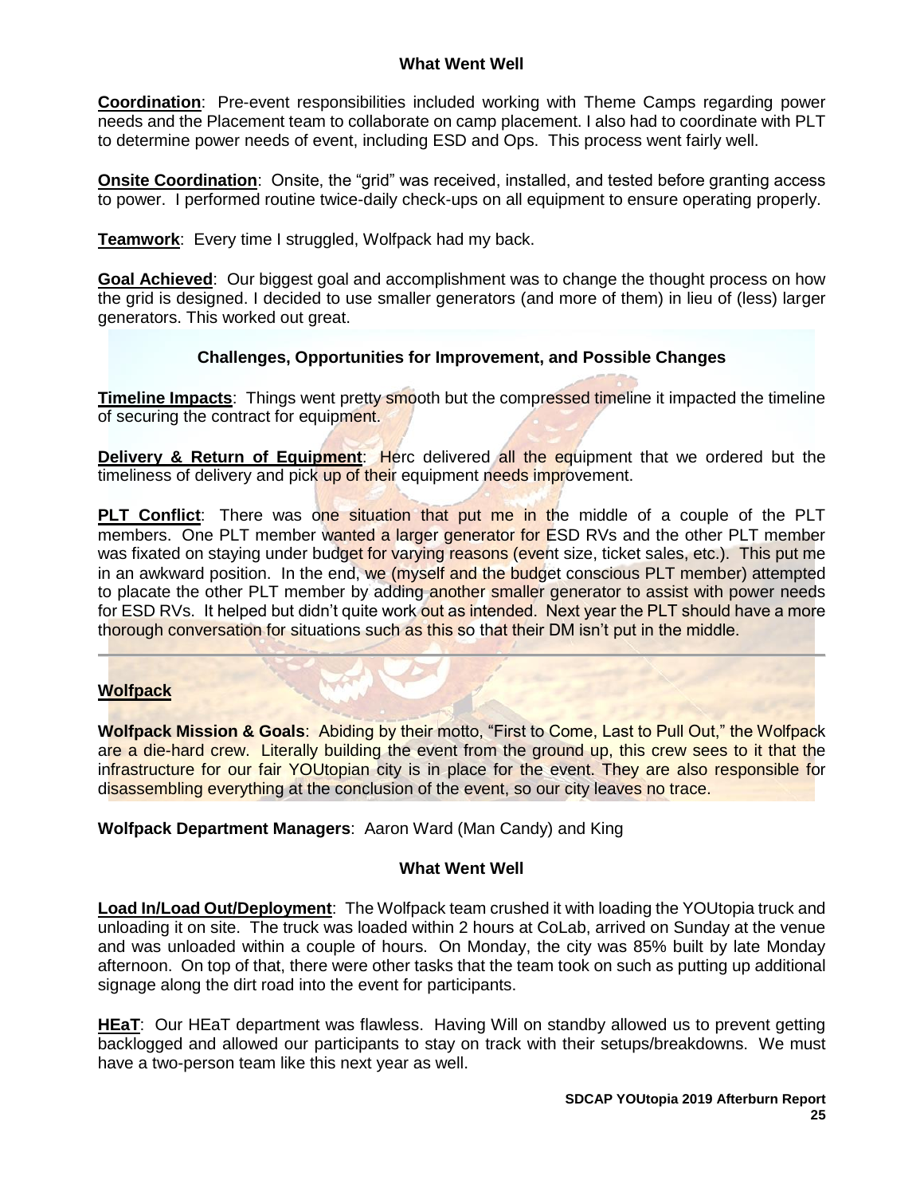### What Went Well

**Coordination**: Pre-event responsibilities included working with Theme Camps regarding power needs and the Placement team to collaborate on camp placement. I also had to coordinate with PLT to determine power needs of event, including ESD and Ops. This process went fairly well.

**Onsite Coordination**: Onsite, the "grid" was received, installed, and tested before granting access to power. I performed routine twice-daily check-ups on all equipment to ensure operating properly.

**Teamwork**: Every time I struggled, Wolfpack had my back.

**Goal Achieved**: Our biggest goal and accomplishment was to change the thought process on how the grid is designed. I decided to use smaller generators (and more of them) in lieu of (less) larger generators. This worked out great.

### Challenges, Opportunities for Improvement, and Possible Changes

**Timeline Impacts**: Things went pretty smooth but the compressed timeline it impacted the timeline of securing the contract for equipment.

**Delivery & Return of Equipment**: Herc delivered all the equipment that we ordered but the timeliness of delivery and pick up of their equipment needs improvement.

**PLT Conflict**: There was one situation that put me in the middle of a couple of the PLT members. One PLT member wanted a larger generator for ESD RVs and the other PLT member was fixated on staying under budget for varying reasons (event size, ticket sales, etc.). This put me in an awkward position. In the end, we (myself and the budget conscious PLT member) attempted to placate the other PLT member by adding another smaller generator to assist with power needs for ESD RVs. It helped but didn't quite work out as intended. Next year the PLT should have a more thorough conversation for situations such as this so that their DM isn't put in the middle.

---

## Wolfpack

**Wolfpack Mission & Goals**: Abiding by their motto, "First to Come, Last to Pull Out," the Wolfpack are a die-hard crew. Literally building the event from the ground up, this crew sees to it that the infrastructure for our fair YOUtopian city is in place for the event. They are also responsible for disassembling everything at the conclusion of the event, so our city leaves no trace.

**Wolfpack Department Managers**: Aaron Ward (Man Candy) and King

### What Went Well

**Load In/Load Out/Deployment**: The Wolfpack team crushed it with loading the YOUtopia truck and unloading it on site. The truck was loaded within 2 hours at CoLab, arrived on Sunday at the venue and was unloaded within a couple of hours. On Monday, the city was 85% built by late Monday afternoon. On top of that, there were other tasks that the team took on such as putting up additional signage along the dirt road into the event for participants.

**HEaT**: Our HEaT department was flawless. Having Will on standby allowed us to prevent getting backlogged and allowed our participants to stay on track with their setups/breakdowns. We must have a two-person team like this next year as well.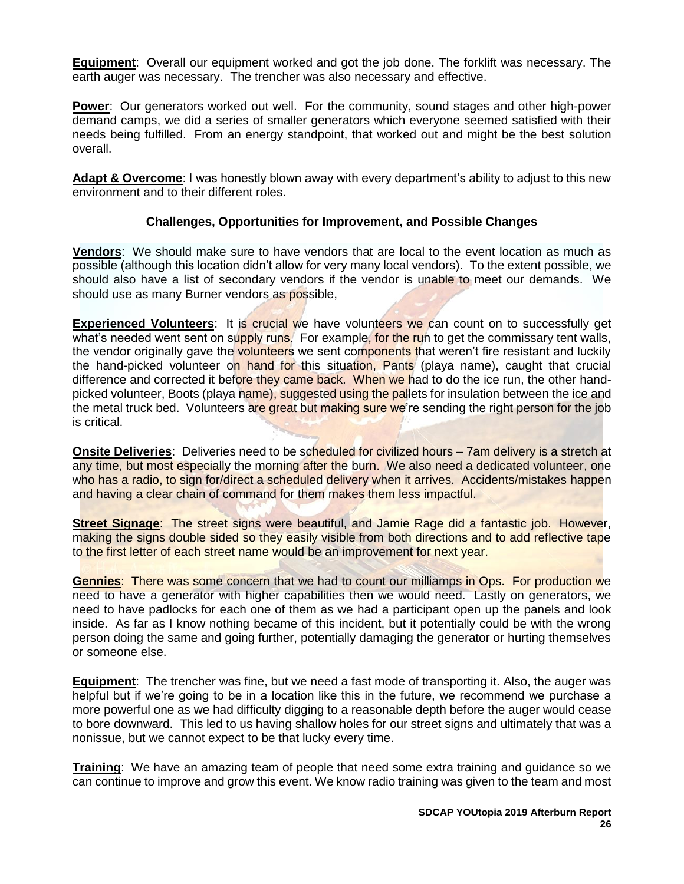**Equipment**: Overall our equipment worked and got the job done. The forklift was necessary. The earth auger was necessary. The trencher was also necessary and effective.

**Power**: Our generators worked out well. For the community, sound stages and other high-power demand camps, we did a series of smaller generators which everyone seemed satisfied with their needs being fulfilled. From an energy standpoint, that worked out and might be the best solution overall.

**Adapt & Overcome**: I was honestly blown away with every department's ability to adjust to this new environment and to their different roles.

### Challenges, Opportunities for Improvement, and Possible Changes

**Vendors**: We should make sure to have vendors that are local to the event location as much as possible (although this location didn't allow for very many local vendors). To the extent possible, we should also have a list of secondary vendors if the vendor is unable to meet our demands. We should use as many Burner vendors as possible,

**Experienced Volunteers**: It is crucial we have volunteers we can count on to successfully get what's needed went sent on supply runs. For example, for the run to get the commissary tent walls, the vendor originally gave the volunteers we sent components that weren't fire resistant and luckily the hand-picked volunteer on hand for this situation, Pants (playa name), caught that crucial difference and corrected it before they came back. When we had to do the ice run, the other hand-picked volunteer, Boots (playa name), suggested using the pallets for insulation between the ice and the metal truck bed. Volunteers are great but making sure we're sending the right person for the job is critical.

**Onsite Deliveries**: Deliveries need to be scheduled for civilized hours – 7am delivery is a stretch at any time, but most especially the morning after the burn. We also need a dedicated volunteer, one who has a radio, to sign for/direct a scheduled delivery when it arrives. Accidents/mistakes happen and having a clear chain of command for them makes them less impactful.

**Street Signage**: The street signs were beautiful, and Jamie Rage did a fantastic job. However, making the signs double sided so they easily visible from both directions and to add reflective tape to the first letter of each street name would be an improvement for next year.

**Gennies**: There was some concern that we had to count our milliamps in Ops. For production we need to have a generator with higher capabilities then we would need. Lastly on generators, we need to have padlocks for each one of them as we had a participant open up the panels and look inside. As far as I know nothing became of this incident, but it potentially could be with the wrong person doing the same and going further, potentially damaging the generator or hurting themselves or someone else.

**Equipment**: The trencher was fine, but we need a fast mode of transporting it. Also, the auger was helpful but if we're going to be in a location like this in the future, we recommend we purchase a more powerful one as we had difficulty digging to a reasonable depth before the auger would cease to bore downward. This led to us having shallow holes for our street signs and ultimately that was a nonissue, but we cannot expect to be that lucky every time.

**Training**: We have an amazing team of people that need some extra training and guidance so we can continue to improve and grow this event. We know radio training was given to the team and most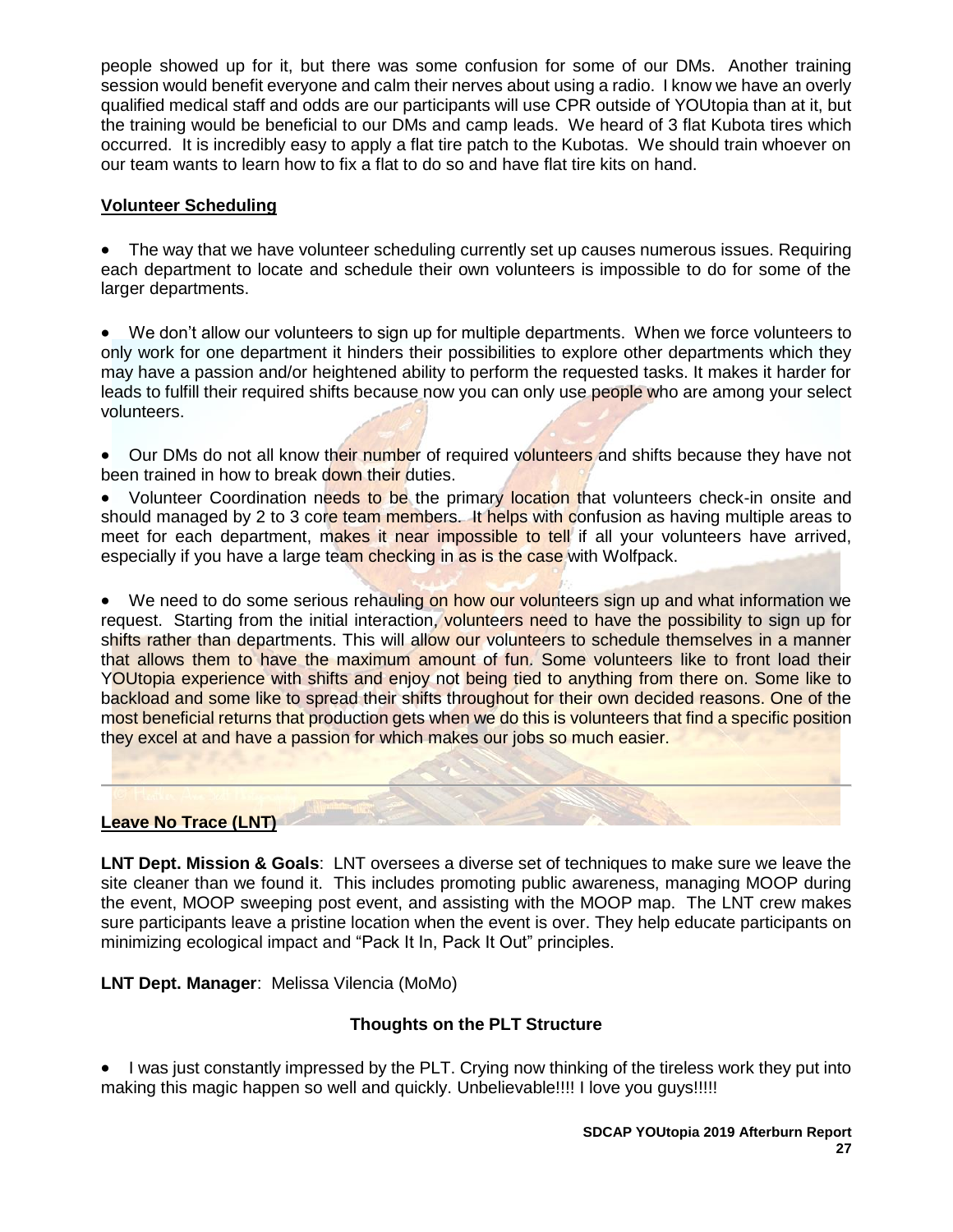people showed up for it, but there was some confusion for some of our DMs. Another training session would benefit everyone and calm their nerves about using a radio. I know we have an overly qualified medical staff and odds are our participants will use CPR outside of YOUtopia than at it, but the training would be beneficial to our DMs and camp leads. We heard of 3 flat Kubota tires which occurred. It is incredibly easy to apply a flat tire patch to the Kubotas. We should train whoever on our team wants to learn how to fix a flat to do so and have flat tire kits on hand.

**Volunteer Scheduling**

- The way that we have volunteer scheduling currently set up causes numerous issues. Requiring each department to locate and schedule their own volunteers is impossible to do for some of the larger departments.

- We don't allow our volunteers to sign up for multiple departments. When we force volunteers to only work for one department it hinders their possibilities to explore other departments which they may have a passion and/or heightened ability to perform the requested tasks. It makes it harder for leads to fulfill their required shifts because now you can only use people who are among your select volunteers.

- Our DMs do not all know their number of required volunteers and shifts because they have not been trained in how to break down their duties.
- Volunteer Coordination needs to be the primary location that volunteers check-in onsite and should managed by 2 to 3 core team members. It helps with confusion as having multiple areas to meet for each department, makes it near impossible to tell if all your volunteers have arrived, especially if you have a large team checking in as is the case with Wolfpack.

- We need to do some serious rehauling on how our volunteers sign up and what information we request. Starting from the initial interaction, volunteers need to have the possibility to sign up for shifts rather than departments. This will allow our volunteers to schedule themselves in a manner that allows them to have the maximum amount of fun. Some volunteers like to front load their YOUtopia experience with shifts and enjoy not being tied to anything from there on. Some like to backload and some like to spread their shifts throughout for their own decided reasons. One of the most beneficial returns that production gets when we do this is volunteers that find a specific position they excel at and have a passion for which makes our jobs so much easier.

---

**Leave No Trace (LNT)**

**LNT Dept. Mission & Goals**: LNT oversees a diverse set of techniques to make sure we leave the site cleaner than we found it. This includes promoting public awareness, managing MOOP during the event, MOOP sweeping post event, and assisting with the MOOP map. The LNT crew makes sure participants leave a pristine location when the event is over. They help educate participants on minimizing ecological impact and "Pack It In, Pack It Out" principles.

**LNT Dept. Manager**: Melissa Vilencia (MoMo)

**Thoughts on the PLT Structure**

- I was just constantly impressed by the PLT. Crying now thinking of the tireless work they put into making this magic happen so well and quickly. Unbelievable!!!! I love you guys!!!!!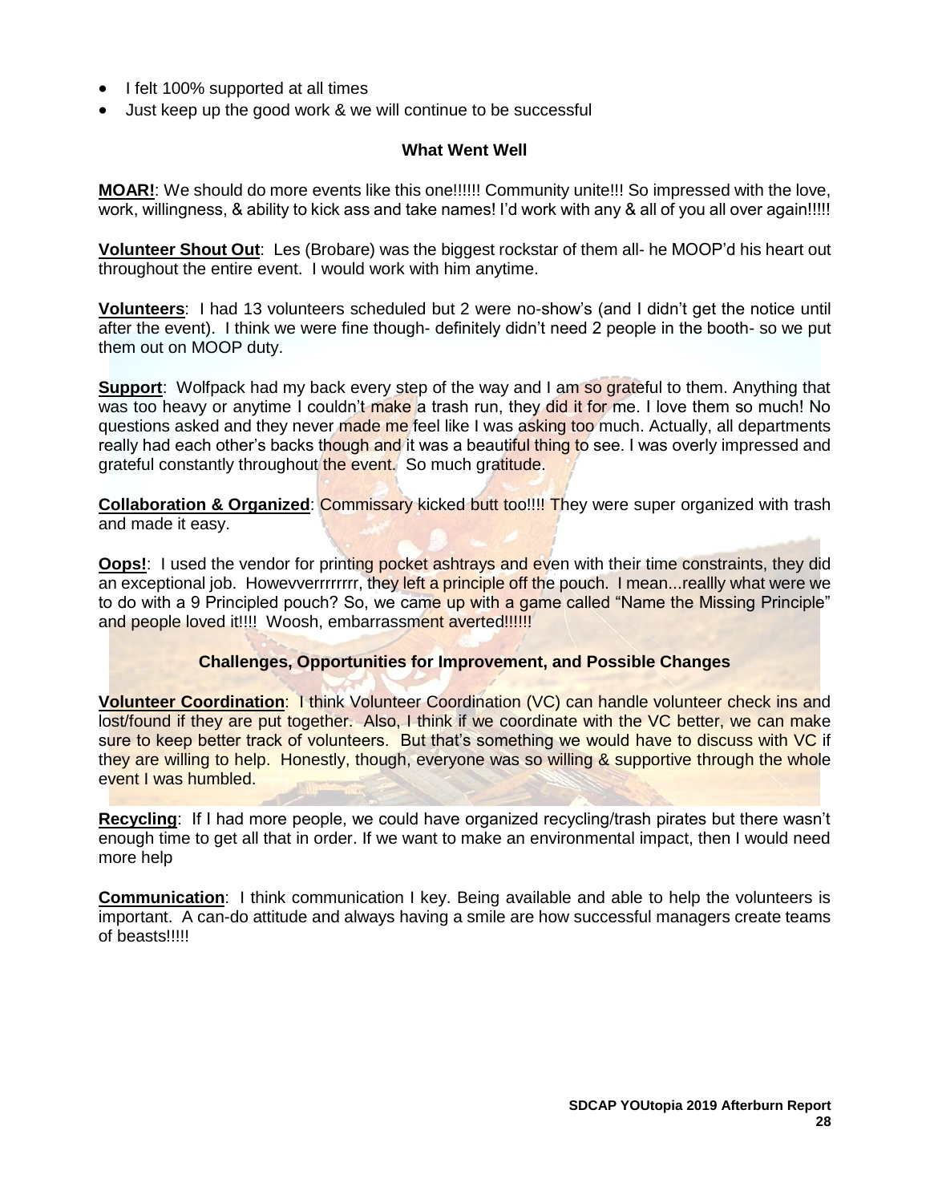- I felt 100% supported at all times
- Just keep up the good work & we will continue to be successful

### What Went Well

**MOAR!**: We should do more events like this one!!!!!! Community unite!!! So impressed with the love, work, willingness, & ability to kick ass and take names! I'd work with any & all of you all over again!!!!!

**Volunteer Shout Out**: Les (Brobare) was the biggest rockstar of them all- he MOOP'd his heart out throughout the entire event. I would work with him anytime.

**Volunteers**: I had 13 volunteers scheduled but 2 were no-show's (and I didn't get the notice until after the event). I think we were fine though- definitely didn't need 2 people in the booth- so we put them out on MOOP duty.

**Support**: Wolfpack had my back every step of the way and I am so grateful to them. Anything that was too heavy or anytime I couldn't make a trash run, they did it for me. I love them so much! No questions asked and they never made me feel like I was asking too much. Actually, all departments really had each other's backs though and it was a beautiful thing to see. I was overly impressed and grateful constantly throughout the event. So much gratitude.

**Collaboration & Organized**: Commissary kicked butt too!!!! They were super organized with trash and made it easy.

**Oops!**: I used the vendor for printing pocket ashtrays and even with their time constraints, they did an exceptional job. Howevverrrrrrrr, they left a principle off the pouch. I mean...reallly what were we to do with a 9 Principled pouch? So, we came up with a game called "Name the Missing Principle" and people loved it!!!! Woosh, embarrassment averted!!!!!!

### Challenges, Opportunities for Improvement, and Possible Changes

**Volunteer Coordination**: I think Volunteer Coordination (VC) can handle volunteer check ins and lost/found if they are put together. Also, I think if we coordinate with the VC better, we can make sure to keep better track of volunteers. But that's something we would have to discuss with VC if they are willing to help. Honestly, though, everyone was so willing & supportive through the whole event I was humbled.

**Recycling**: If I had more people, we could have organized recycling/trash pirates but there wasn't enough time to get all that in order. If we want to make an environmental impact, then I would need more help

**Communication**: I think communication I key. Being available and able to help the volunteers is important. A can-do attitude and always having a smile are how successful managers create teams of beasts!!!!!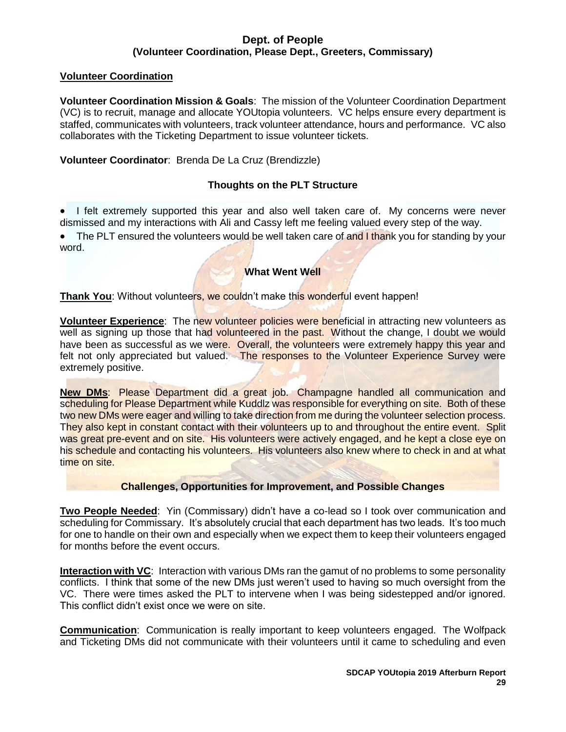## Dept. of People
### (Volunteer Coordination, Please Dept., Greeters, Commissary)

**Volunteer Coordination**

**Volunteer Coordination Mission & Goals**: The mission of the Volunteer Coordination Department (VC) is to recruit, manage and allocate YOUtopia volunteers. VC helps ensure every department is staffed, communicates with volunteers, track volunteer attendance, hours and performance. VC also collaborates with the Ticketing Department to issue volunteer tickets.

**Volunteer Coordinator**: Brenda De La Cruz (Brendizzle)

### Thoughts on the PLT Structure

- I felt extremely supported this year and also well taken care of. My concerns were never dismissed and my interactions with Ali and Cassy left me feeling valued every step of the way.
- The PLT ensured the volunteers would be well taken care of and I thank you for standing by your word.

### What Went Well

**Thank You**: Without volunteers, we couldn't make this wonderful event happen!

**Volunteer Experience**: The new volunteer policies were beneficial in attracting new volunteers as well as signing up those that had volunteered in the past. Without the change, I doubt we would have been as successful as we were. Overall, the volunteers were extremely happy this year and felt not only appreciated but valued. The responses to the Volunteer Experience Survey were extremely positive.

**New DMs**: Please Department did a great job. Champagne handled all communication and scheduling for Please Department while Kuddlz was responsible for everything on site. Both of these two new DMs were eager and willing to take direction from me during the volunteer selection process. They also kept in constant contact with their volunteers up to and throughout the entire event. Split was great pre-event and on site. His volunteers were actively engaged, and he kept a close eye on his schedule and contacting his volunteers. His volunteers also knew where to check in and at what time on site.

### Challenges, Opportunities for Improvement, and Possible Changes

**Two People Needed**: Yin (Commissary) didn't have a co-lead so I took over communication and scheduling for Commissary. It's absolutely crucial that each department has two leads. It's too much for one to handle on their own and especially when we expect them to keep their volunteers engaged for months before the event occurs.

**Interaction with VC**: Interaction with various DMs ran the gamut of no problems to some personality conflicts. I think that some of the new DMs just weren't used to having so much oversight from the VC. There were times asked the PLT to intervene when I was being sidestepped and/or ignored. This conflict didn't exist once we were on site.

**Communication**: Communication is really important to keep volunteers engaged. The Wolfpack and Ticketing DMs did not communicate with their volunteers until it came to scheduling and even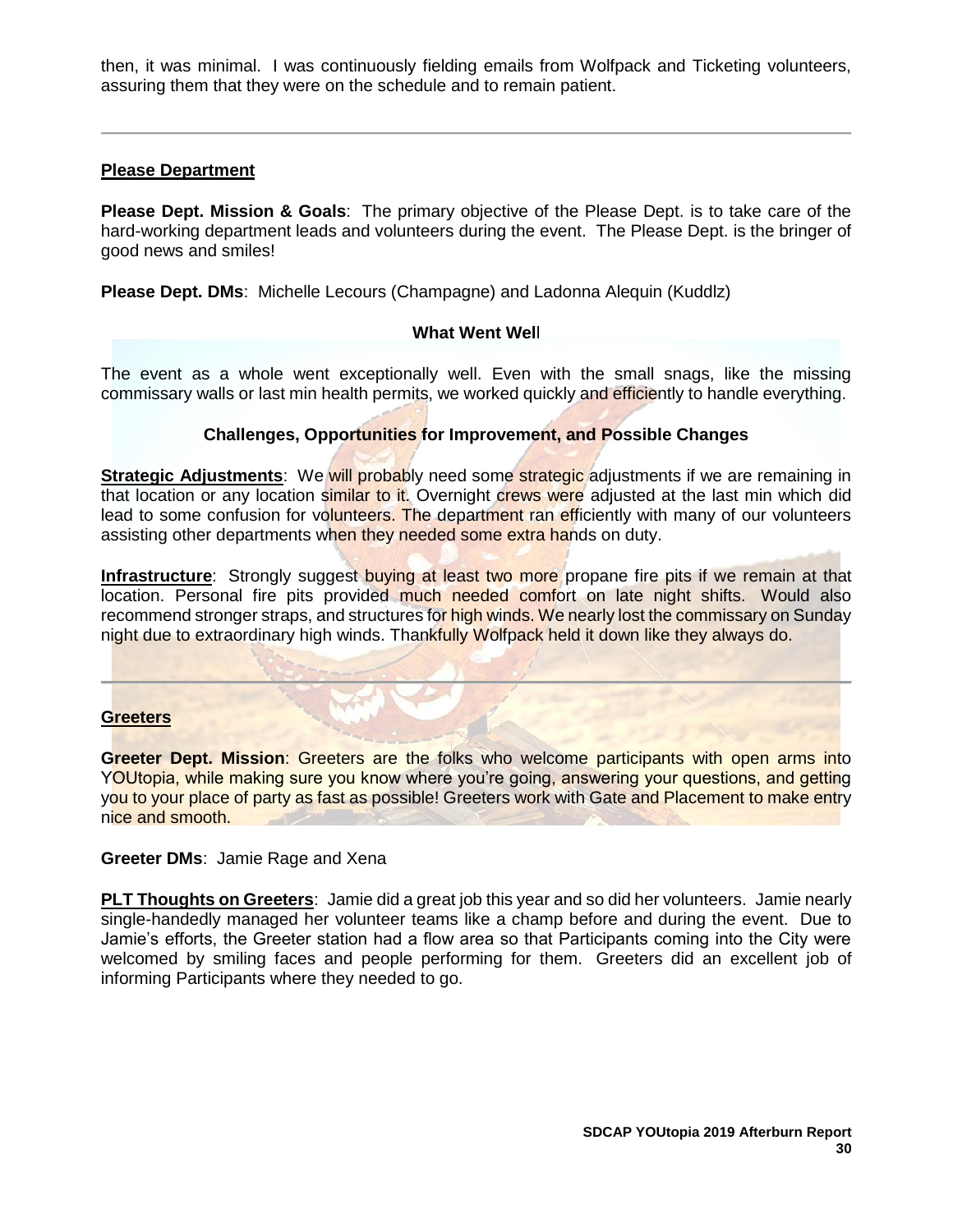then, it was minimal. I was continuously fielding emails from Wolfpack and Ticketing volunteers, assuring them that they were on the schedule and to remain patient.

---

## Please Department

**Please Dept. Mission & Goals**: The primary objective of the Please Dept. is to take care of the hard-working department leads and volunteers during the event. The Please Dept. is the bringer of good news and smiles!

**Please Dept. DMs**: Michelle Lecours (Champagne) and Ladonna Alequin (Kuddlz)

### What Went Well

The event as a whole went exceptionally well. Even with the small snags, like the missing commissary walls or last min health permits, we worked quickly and efficiently to handle everything.

### Challenges, Opportunities for Improvement, and Possible Changes

**Strategic Adjustments**: We will probably need some strategic adjustments if we are remaining in that location or any location similar to it. Overnight crews were adjusted at the last min which did lead to some confusion for volunteers. The department ran efficiently with many of our volunteers assisting other departments when they needed some extra hands on duty.

**Infrastructure**: Strongly suggest buying at least two more propane fire pits if we remain at that location. Personal fire pits provided much needed comfort on late night shifts. Would also recommend stronger straps, and structures for high winds. We nearly lost the commissary on Sunday night due to extraordinary high winds. Thankfully Wolfpack held it down like they always do.

---

## Greeters

**Greeter Dept. Mission**: Greeters are the folks who welcome participants with open arms into YOUtopia, while making sure you know where you're going, answering your questions, and getting you to your place of party as fast as possible! Greeters work with Gate and Placement to make entry nice and smooth.

**Greeter DMs**: Jamie Rage and Xena

**PLT Thoughts on Greeters**: Jamie did a great job this year and so did her volunteers. Jamie nearly single-handedly managed her volunteer teams like a champ before and during the event. Due to Jamie's efforts, the Greeter station had a flow area so that Participants coming into the City were welcomed by smiling faces and people performing for them. Greeters did an excellent job of informing Participants where they needed to go.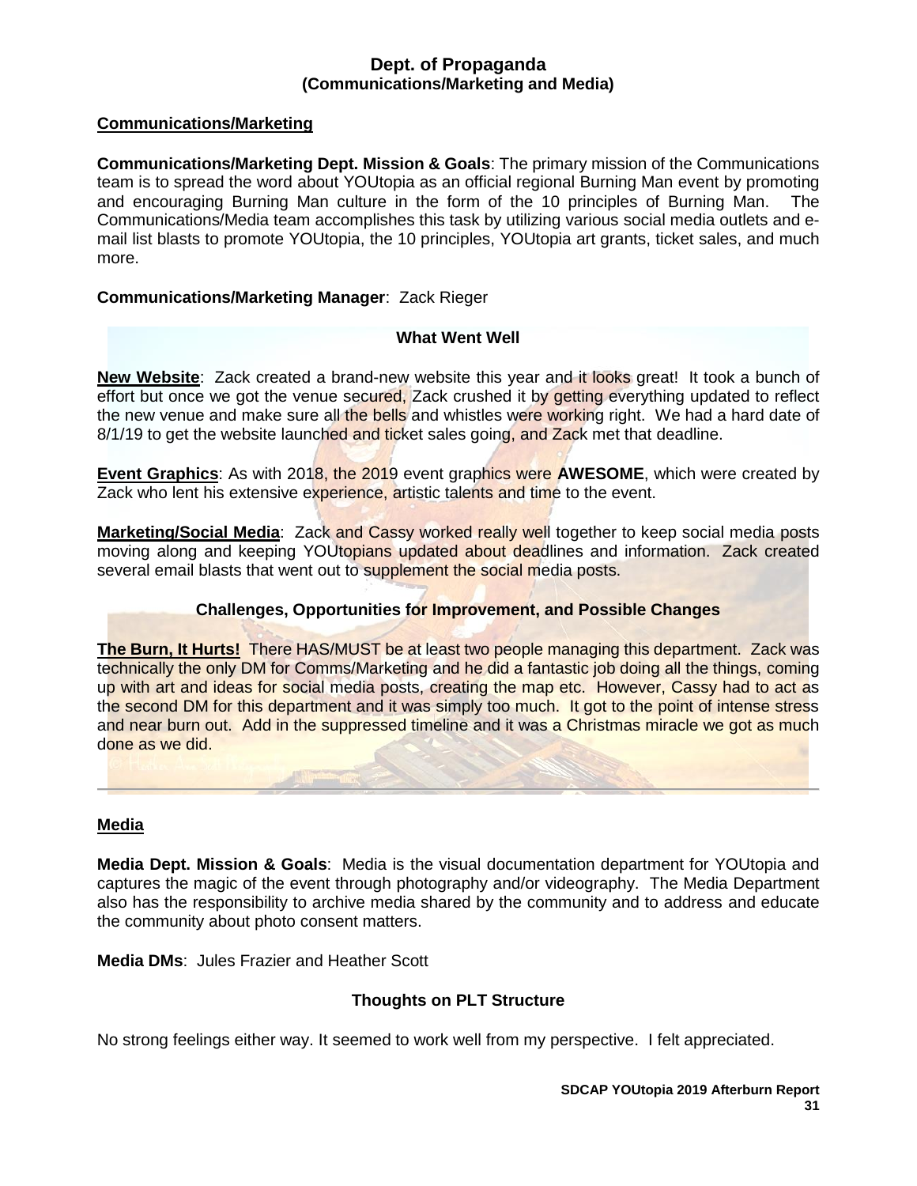## Dept. of Propaganda
## (Communications/Marketing and Media)

### Communications/Marketing

**Communications/Marketing Dept. Mission & Goals**: The primary mission of the Communications team is to spread the word about YOUtopia as an official regional Burning Man event by promoting and encouraging Burning Man culture in the form of the 10 principles of Burning Man. The Communications/Media team accomplishes this task by utilizing various social media outlets and e-mail list blasts to promote YOUtopia, the 10 principles, YOUtopia art grants, ticket sales, and much more.

**Communications/Marketing Manager**: Zack Rieger

#### What Went Well

**New Website**: Zack created a brand-new website this year and it looks great! It took a bunch of effort but once we got the venue secured, Zack crushed it by getting everything updated to reflect the new venue and make sure all the bells and whistles were working right. We had a hard date of 8/1/19 to get the website launched and ticket sales going, and Zack met that deadline.

**Event Graphics**: As with 2018, the 2019 event graphics were **AWESOME**, which were created by Zack who lent his extensive experience, artistic talents and time to the event.

**Marketing/Social Media**: Zack and Cassy worked really well together to keep social media posts moving along and keeping YOUtopians updated about deadlines and information. Zack created several email blasts that went out to supplement the social media posts.

#### Challenges, Opportunities for Improvement, and Possible Changes

**The Burn, It Hurts!** There HAS/MUST be at least two people managing this department. Zack was technically the only DM for Comms/Marketing and he did a fantastic job doing all the things, coming up with art and ideas for social media posts, creating the map etc. However, Cassy had to act as the second DM for this department and it was simply too much. It got to the point of intense stress and near burn out. Add in the suppressed timeline and it was a Christmas miracle we got as much done as we did.

### Media

**Media Dept. Mission & Goals**: Media is the visual documentation department for YOUtopia and captures the magic of the event through photography and/or videography. The Media Department also has the responsibility to archive media shared by the community and to address and educate the community about photo consent matters.

**Media DMs**: Jules Frazier and Heather Scott

#### Thoughts on PLT Structure

No strong feelings either way. It seemed to work well from my perspective. I felt appreciated.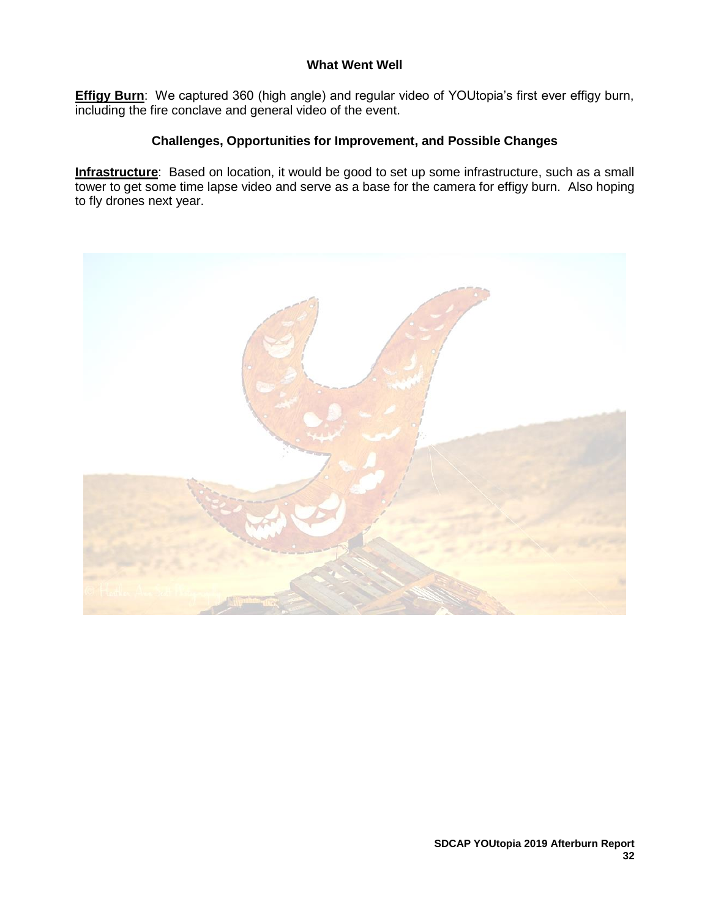### What Went Well

**Effigy Burn**: We captured 360 (high angle) and regular video of YOUtopia's first ever effigy burn, including the fire conclave and general video of the event.

### Challenges, Opportunities for Improvement, and Possible Changes

**Infrastructure**: Based on location, it would be good to set up some infrastructure, such as a small tower to get some time lapse video and serve as a base for the camera for effigy burn. Also hoping to fly drones next year.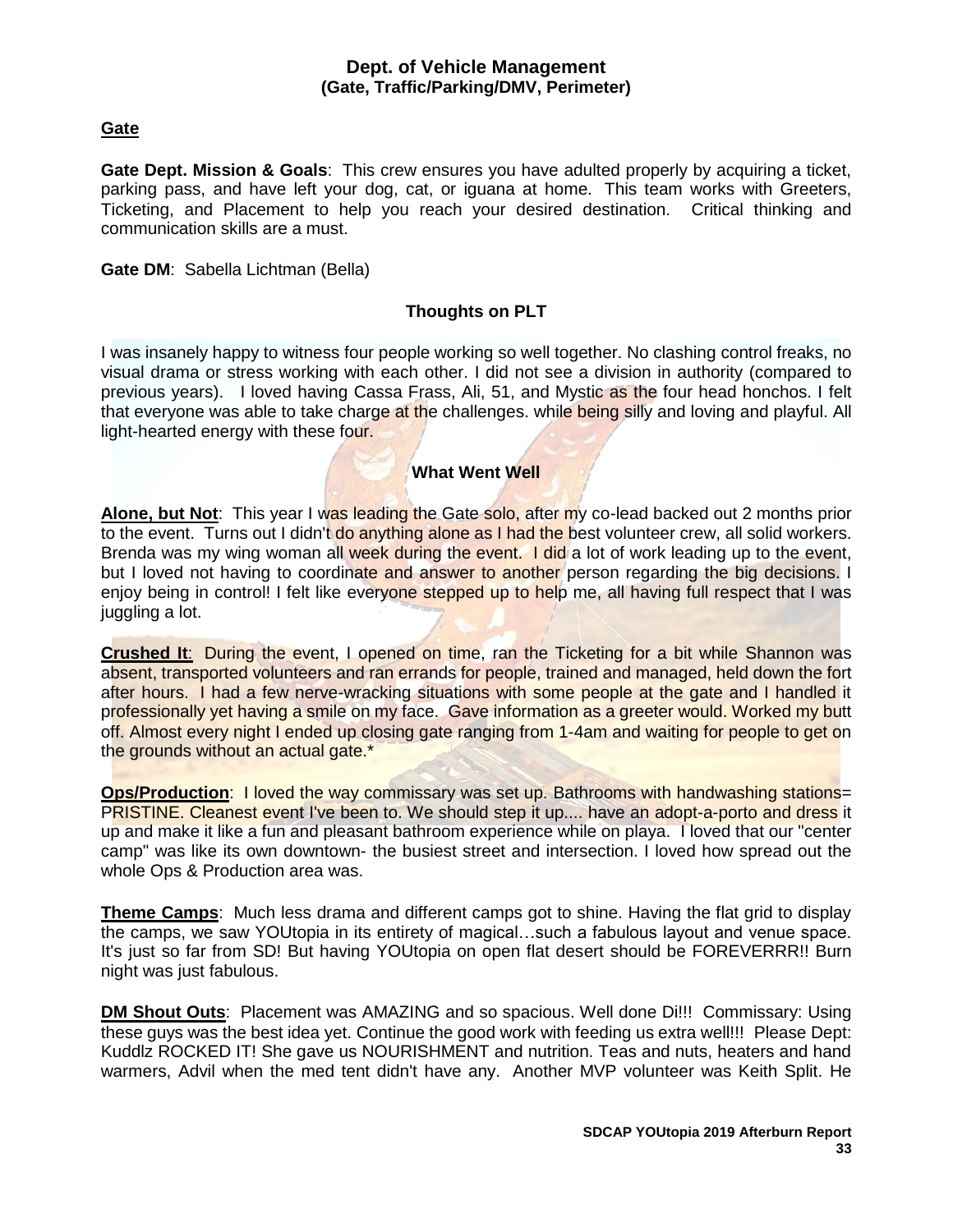## Dept. of Vehicle Management
### (Gate, Traffic/Parking/DMV, Perimeter)

### Gate

**Gate Dept. Mission & Goals**: This crew ensures you have adulted properly by acquiring a ticket, parking pass, and have left your dog, cat, or iguana at home. This team works with Greeters, Ticketing, and Placement to help you reach your desired destination. Critical thinking and communication skills are a must.

**Gate DM**: Sabella Lichtman (Bella)

#### Thoughts on PLT

I was insanely happy to witness four people working so well together. No clashing control freaks, no visual drama or stress working with each other. I did not see a division in authority (compared to previous years). I loved having Cassa Frass, Ali, 51, and Mystic as the four head honchos. I felt that everyone was able to take charge at the challenges. while being silly and loving and playful. All light-hearted energy with these four.

#### What Went Well

**Alone, but Not**: This year I was leading the Gate solo, after my co-lead backed out 2 months prior to the event. Turns out I didn't do anything alone as I had the best volunteer crew, all solid workers. Brenda was my wing woman all week during the event. I did a lot of work leading up to the event, but I loved not having to coordinate and answer to another person regarding the big decisions. I enjoy being in control! I felt like everyone stepped up to help me, all having full respect that I was juggling a lot.

**Crushed It**: During the event, I opened on time, ran the Ticketing for a bit while Shannon was absent, transported volunteers and ran errands for people, trained and managed, held down the fort after hours. I had a few nerve-wracking situations with some people at the gate and I handled it professionally yet having a smile on my face. Gave information as a greeter would. Worked my butt off. Almost every night I ended up closing gate ranging from 1-4am and waiting for people to get on the grounds without an actual gate.*

**Ops/Production**: I loved the way commissary was set up. Bathrooms with handwashing stations= PRISTINE. Cleanest event I've been to. We should step it up.... have an adopt-a-porto and dress it up and make it like a fun and pleasant bathroom experience while on playa. I loved that our "center camp" was like its own downtown- the busiest street and intersection. I loved how spread out the whole Ops & Production area was.

**Theme Camps**: Much less drama and different camps got to shine. Having the flat grid to display the camps, we saw YOUtopia in its entirety of magical…such a fabulous layout and venue space. It's just so far from SD! But having YOUtopia on open flat desert should be FOREVERRR!! Burn night was just fabulous.

**DM Shout Outs**: Placement was AMAZING and so spacious. Well done Di!!! Commissary: Using these guys was the best idea yet. Continue the good work with feeding us extra well!!! Please Dept: Kuddlz ROCKED IT! She gave us NOURISHMENT and nutrition. Teas and nuts, heaters and hand warmers, Advil when the med tent didn't have any. Another MVP volunteer was Keith Split. He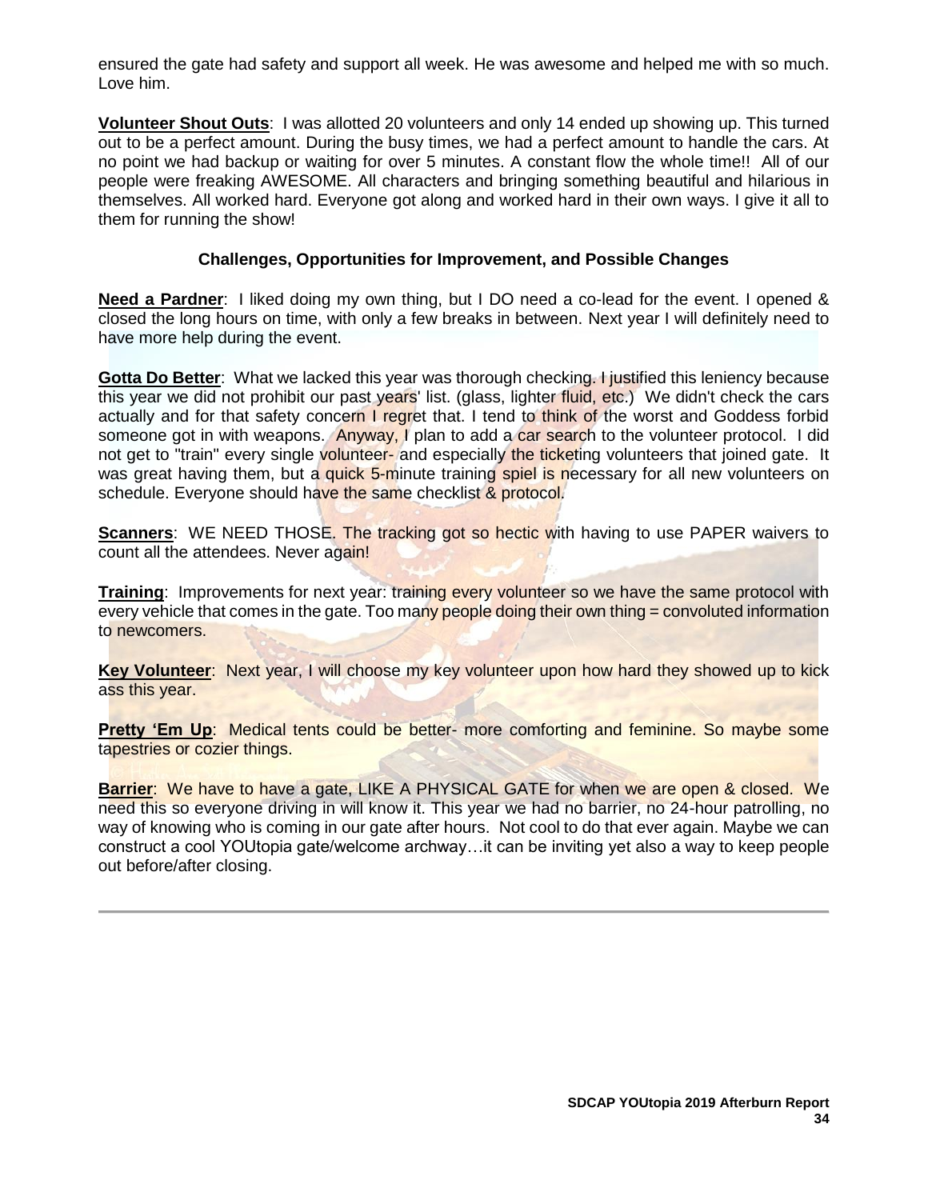ensured the gate had safety and support all week. He was awesome and helped me with so much. Love him.

**Volunteer Shout Outs**: I was allotted 20 volunteers and only 14 ended up showing up. This turned out to be a perfect amount. During the busy times, we had a perfect amount to handle the cars. At no point we had backup or waiting for over 5 minutes. A constant flow the whole time!! All of our people were freaking AWESOME. All characters and bringing something beautiful and hilarious in themselves. All worked hard. Everyone got along and worked hard in their own ways. I give it all to them for running the show!

### Challenges, Opportunities for Improvement, and Possible Changes

**Need a Pardner**: I liked doing my own thing, but I DO need a co-lead for the event. I opened & closed the long hours on time, with only a few breaks in between. Next year I will definitely need to have more help during the event.

**Gotta Do Better**: What we lacked this year was thorough checking. I justified this leniency because this year we did not prohibit our past years' list. (glass, lighter fluid, etc.) We didn't check the cars actually and for that safety concern I regret that. I tend to think of the worst and Goddess forbid someone got in with weapons. Anyway, I plan to add a car search to the volunteer protocol. I did not get to "train" every single volunteer- and especially the ticketing volunteers that joined gate. It was great having them, but a quick 5-minute training spiel is necessary for all new volunteers on schedule. Everyone should have the same checklist & protocol.

**Scanners**: WE NEED THOSE. The tracking got so hectic with having to use PAPER waivers to count all the attendees. Never again!

**Training**: Improvements for next year: training every volunteer so we have the same protocol with every vehicle that comes in the gate. Too many people doing their own thing = convoluted information to newcomers.

**Key Volunteer**: Next year, I will choose my key volunteer upon how hard they showed up to kick ass this year.

**Pretty 'Em Up**: Medical tents could be better- more comforting and feminine. So maybe some tapestries or cozier things.

**Barrier**: We have to have a gate, LIKE A PHYSICAL GATE for when we are open & closed. We need this so everyone driving in will know it. This year we had no barrier, no 24-hour patrolling, no way of knowing who is coming in our gate after hours. Not cool to do that ever again. Maybe we can construct a cool YOUtopia gate/welcome archway…it can be inviting yet also a way to keep people out before/after closing.

---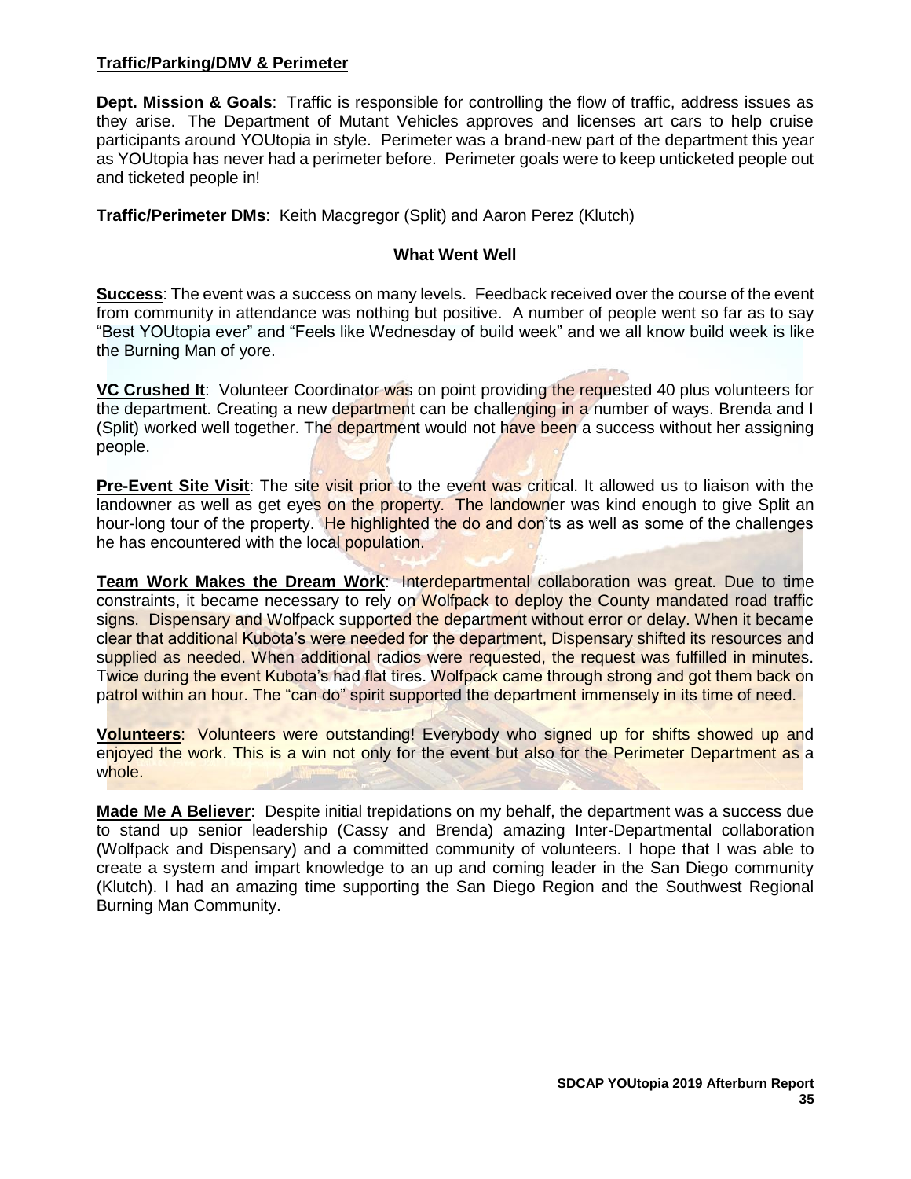## Traffic/Parking/DMV & Perimeter

**Dept. Mission & Goals**: Traffic is responsible for controlling the flow of traffic, address issues as they arise. The Department of Mutant Vehicles approves and licenses art cars to help cruise participants around YOUtopia in style. Perimeter was a brand-new part of the department this year as YOUtopia has never had a perimeter before. Perimeter goals were to keep unticketed people out and ticketed people in!

**Traffic/Perimeter DMs**: Keith Macgregor (Split) and Aaron Perez (Klutch)

### What Went Well

**Success**: The event was a success on many levels. Feedback received over the course of the event from community in attendance was nothing but positive. A number of people went so far as to say "Best YOUtopia ever" and "Feels like Wednesday of build week" and we all know build week is like the Burning Man of yore.

**VC Crushed It**: Volunteer Coordinator was on point providing the requested 40 plus volunteers for the department. Creating a new department can be challenging in a number of ways. Brenda and I (Split) worked well together. The department would not have been a success without her assigning people.

**Pre-Event Site Visit**: The site visit prior to the event was critical. It allowed us to liaison with the landowner as well as get eyes on the property. The landowner was kind enough to give Split an hour-long tour of the property. He highlighted the do and don'ts as well as some of the challenges he has encountered with the local population.

**Team Work Makes the Dream Work**: Interdepartmental collaboration was great. Due to time constraints, it became necessary to rely on Wolfpack to deploy the County mandated road traffic signs. Dispensary and Wolfpack supported the department without error or delay. When it became clear that additional Kubota's were needed for the department, Dispensary shifted its resources and supplied as needed. When additional radios were requested, the request was fulfilled in minutes. Twice during the event Kubota's had flat tires. Wolfpack came through strong and got them back on patrol within an hour. The "can do" spirit supported the department immensely in its time of need.

**Volunteers**: Volunteers were outstanding! Everybody who signed up for shifts showed up and enjoyed the work. This is a win not only for the event but also for the Perimeter Department as a whole.

**Made Me A Believer**: Despite initial trepidations on my behalf, the department was a success due to stand up senior leadership (Cassy and Brenda) amazing Inter-Departmental collaboration (Wolfpack and Dispensary) and a committed community of volunteers. I hope that I was able to create a system and impart knowledge to an up and coming leader in the San Diego community (Klutch). I had an amazing time supporting the San Diego Region and the Southwest Regional Burning Man Community.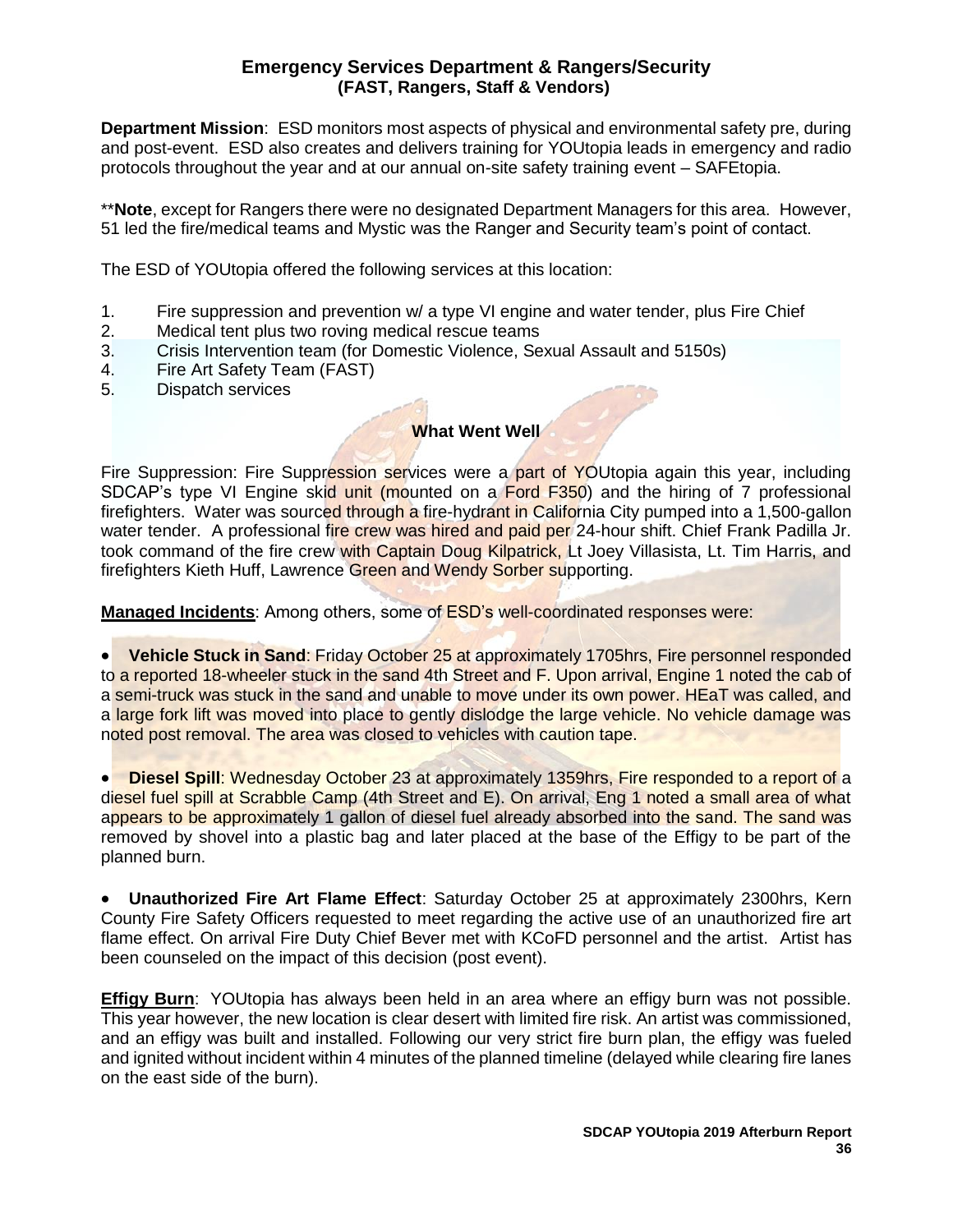## Emergency Services Department & Rangers/Security
### (FAST, Rangers, Staff & Vendors)

**Department Mission**: ESD monitors most aspects of physical and environmental safety pre, during and post-event. ESD also creates and delivers training for YOUtopia leads in emergency and radio protocols throughout the year and at our annual on-site safety training event – SAFEtopia.

\*\***Note**, except for Rangers there were no designated Department Managers for this area. However, 51 led the fire/medical teams and Mystic was the Ranger and Security team's point of contact.

The ESD of YOUtopia offered the following services at this location:

1. Fire suppression and prevention w/ a type VI engine and water tender, plus Fire Chief
2. Medical tent plus two roving medical rescue teams
3. Crisis Intervention team (for Domestic Violence, Sexual Assault and 5150s)
4. Fire Art Safety Team (FAST)
5. Dispatch services

### What Went Well

Fire Suppression: Fire Suppression services were a part of YOUtopia again this year, including SDCAP's type VI Engine skid unit (mounted on a Ford F350) and the hiring of 7 professional firefighters. Water was sourced through a fire-hydrant in California City pumped into a 1,500-gallon water tender. A professional fire crew was hired and paid per 24-hour shift. Chief Frank Padilla Jr. took command of the fire crew with Captain Doug Kilpatrick, Lt Joey Villasista, Lt. Tim Harris, and firefighters Kieth Huff, Lawrence Green and Wendy Sorber supporting.

**Managed Incidents**: Among others, some of ESD's well-coordinated responses were:

- **Vehicle Stuck in Sand**: Friday October 25 at approximately 1705hrs, Fire personnel responded to a reported 18-wheeler stuck in the sand 4th Street and F. Upon arrival, Engine 1 noted the cab of a semi-truck was stuck in the sand and unable to move under its own power. HEaT was called, and a large fork lift was moved into place to gently dislodge the large vehicle. No vehicle damage was noted post removal. The area was closed to vehicles with caution tape.

- **Diesel Spill**: Wednesday October 23 at approximately 1359hrs, Fire responded to a report of a diesel fuel spill at Scrabble Camp (4th Street and E). On arrival, Eng 1 noted a small area of what appears to be approximately 1 gallon of diesel fuel already absorbed into the sand. The sand was removed by shovel into a plastic bag and later placed at the base of the Effigy to be part of the planned burn.

- **Unauthorized Fire Art Flame Effect**: Saturday October 25 at approximately 2300hrs, Kern County Fire Safety Officers requested to meet regarding the active use of an unauthorized fire art flame effect. On arrival Fire Duty Chief Bever met with KCoFD personnel and the artist. Artist has been counseled on the impact of this decision (post event).

**Effigy Burn**: YOUtopia has always been held in an area where an effigy burn was not possible. This year however, the new location is clear desert with limited fire risk. An artist was commissioned, and an effigy was built and installed. Following our very strict fire burn plan, the effigy was fueled and ignited without incident within 4 minutes of the planned timeline (delayed while clearing fire lanes on the east side of the burn).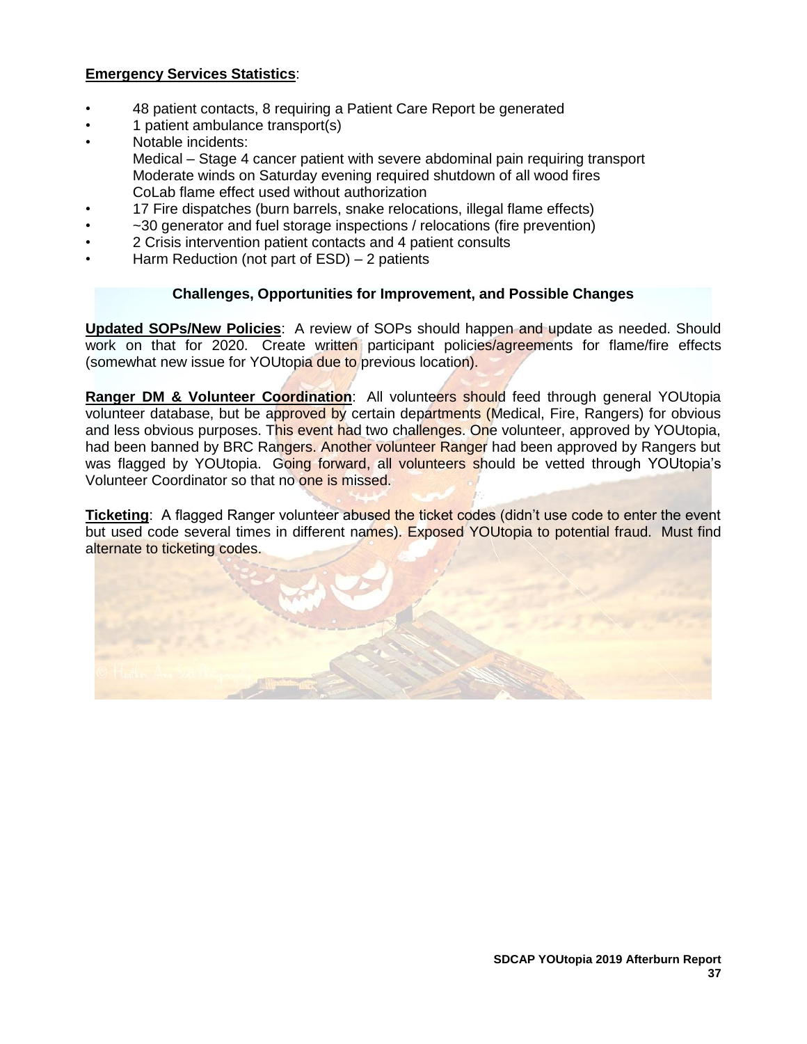**Emergency Services Statistics**:

- 48 patient contacts, 8 requiring a Patient Care Report be generated
- 1 patient ambulance transport(s)
- Notable incidents:
  Medical – Stage 4 cancer patient with severe abdominal pain requiring transport
  Moderate winds on Saturday evening required shutdown of all wood fires
  CoLab flame effect used without authorization
- 17 Fire dispatches (burn barrels, snake relocations, illegal flame effects)
- ~30 generator and fuel storage inspections / relocations (fire prevention)
- 2 Crisis intervention patient contacts and 4 patient consults
- Harm Reduction (not part of ESD) – 2 patients

### Challenges, Opportunities for Improvement, and Possible Changes

**Updated SOPs/New Policies**: A review of SOPs should happen and update as needed. Should work on that for 2020. Create written participant policies/agreements for flame/fire effects (somewhat new issue for YOUtopia due to previous location).

**Ranger DM & Volunteer Coordination**: All volunteers should feed through general YOUtopia volunteer database, but be approved by certain departments (Medical, Fire, Rangers) for obvious and less obvious purposes. This event had two challenges. One volunteer, approved by YOUtopia, had been banned by BRC Rangers. Another volunteer Ranger had been approved by Rangers but was flagged by YOUtopia. Going forward, all volunteers should be vetted through YOUtopia's Volunteer Coordinator so that no one is missed.

**Ticketing**: A flagged Ranger volunteer abused the ticket codes (didn't use code to enter the event but used code several times in different names). Exposed YOUtopia to potential fraud. Must find alternate to ticketing codes.